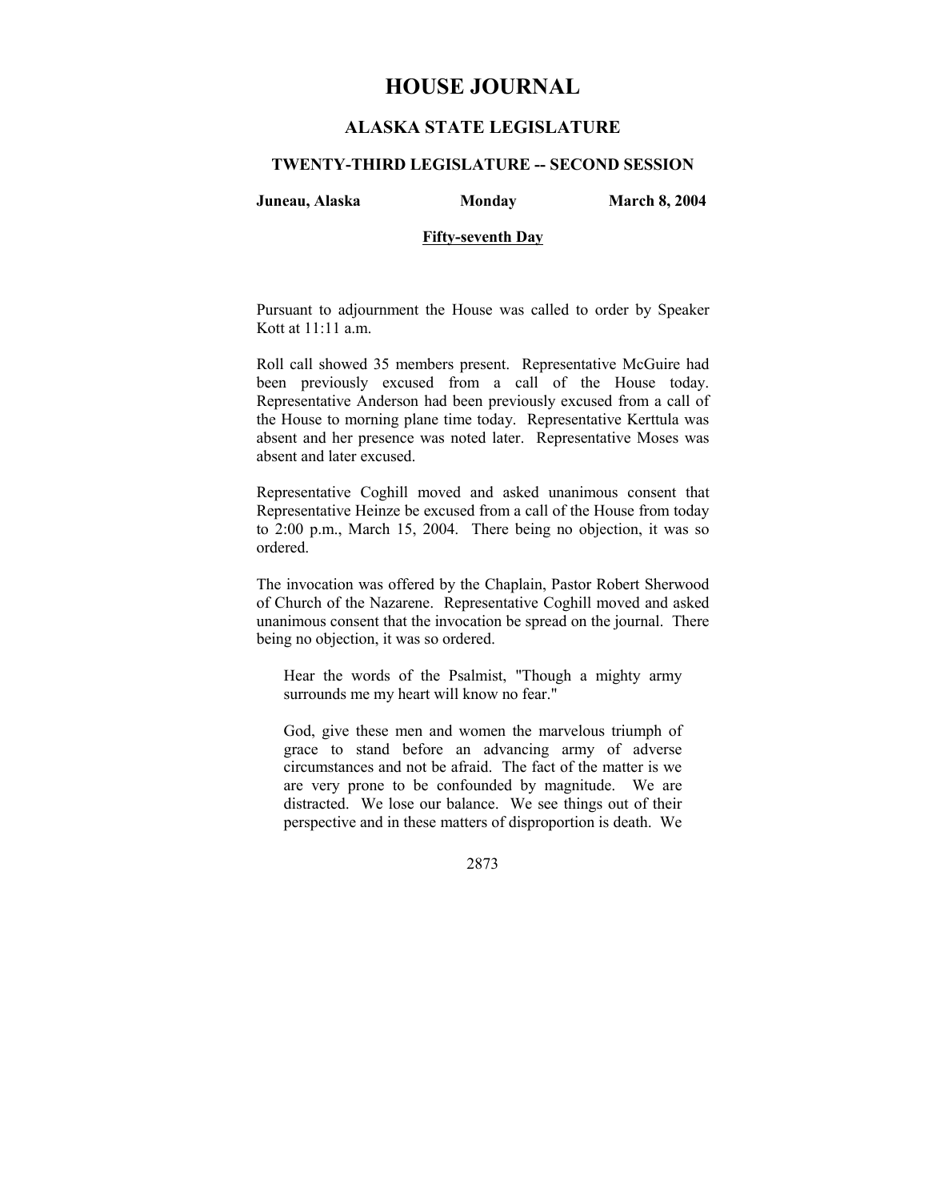# HOUSE JOURNAL

## ALASKA STATE LEGISLATURE

### TWENTY-THIRD LEGISLATURE -- SECOND SESSION

**Juneau, Alaska** **Monday** **March 8, 2004**

**Fifty-seventh Day**

Pursuant to adjournment the House was called to order by Speaker Kott at 11:11 a.m.

Roll call showed 35 members present. Representative McGuire had been previously excused from a call of the House today. Representative Anderson had been previously excused from a call of the House to morning plane time today. Representative Kerttula was absent and her presence was noted later. Representative Moses was absent and later excused.

Representative Coghill moved and asked unanimous consent that Representative Heinze be excused from a call of the House from today to 2:00 p.m., March 15, 2004. There being no objection, it was so ordered.

The invocation was offered by the Chaplain, Pastor Robert Sherwood of Church of the Nazarene. Representative Coghill moved and asked unanimous consent that the invocation be spread on the journal. There being no objection, it was so ordered.

> Hear the words of the Psalmist, "Though a mighty army surrounds me my heart will know no fear."
>
> God, give these men and women the marvelous triumph of grace to stand before an advancing army of adverse circumstances and not be afraid. The fact of the matter is we are very prone to be confounded by magnitude. We are distracted. We lose our balance. We see things out of their perspective and in these matters of disproportion is death. We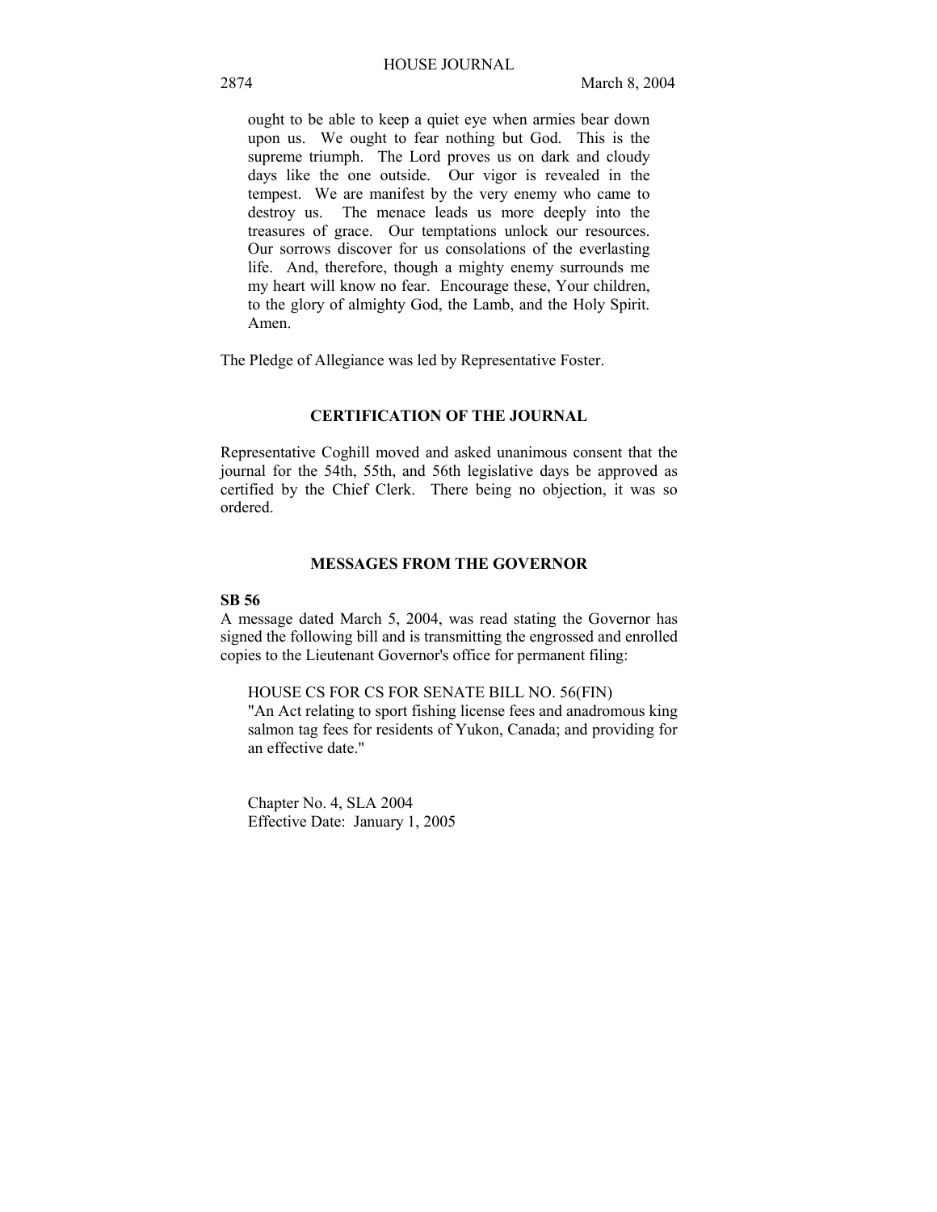ought to be able to keep a quiet eye when armies bear down upon us. We ought to fear nothing but God. This is the supreme triumph. The Lord proves us on dark and cloudy days like the one outside. Our vigor is revealed in the tempest. We are manifest by the very enemy who came to destroy us. The menace leads us more deeply into the treasures of grace. Our temptations unlock our resources. Our sorrows discover for us consolations of the everlasting life. And, therefore, though a mighty enemy surrounds me my heart will know no fear. Encourage these, Your children, to the glory of almighty God, the Lamb, and the Holy Spirit. Amen.

The Pledge of Allegiance was led by Representative Foster.

## CERTIFICATION OF THE JOURNAL

Representative Coghill moved and asked unanimous consent that the journal for the 54th, 55th, and 56th legislative days be approved as certified by the Chief Clerk. There being no objection, it was so ordered.

## MESSAGES FROM THE GOVERNOR

**SB 56**

A message dated March 5, 2004, was read stating the Governor has signed the following bill and is transmitting the engrossed and enrolled copies to the Lieutenant Governor's office for permanent filing:

HOUSE CS FOR CS FOR SENATE BILL NO. 56(FIN)
"An Act relating to sport fishing license fees and anadromous king salmon tag fees for residents of Yukon, Canada; and providing for an effective date."

Chapter No. 4, SLA 2004
Effective Date: January 1, 2005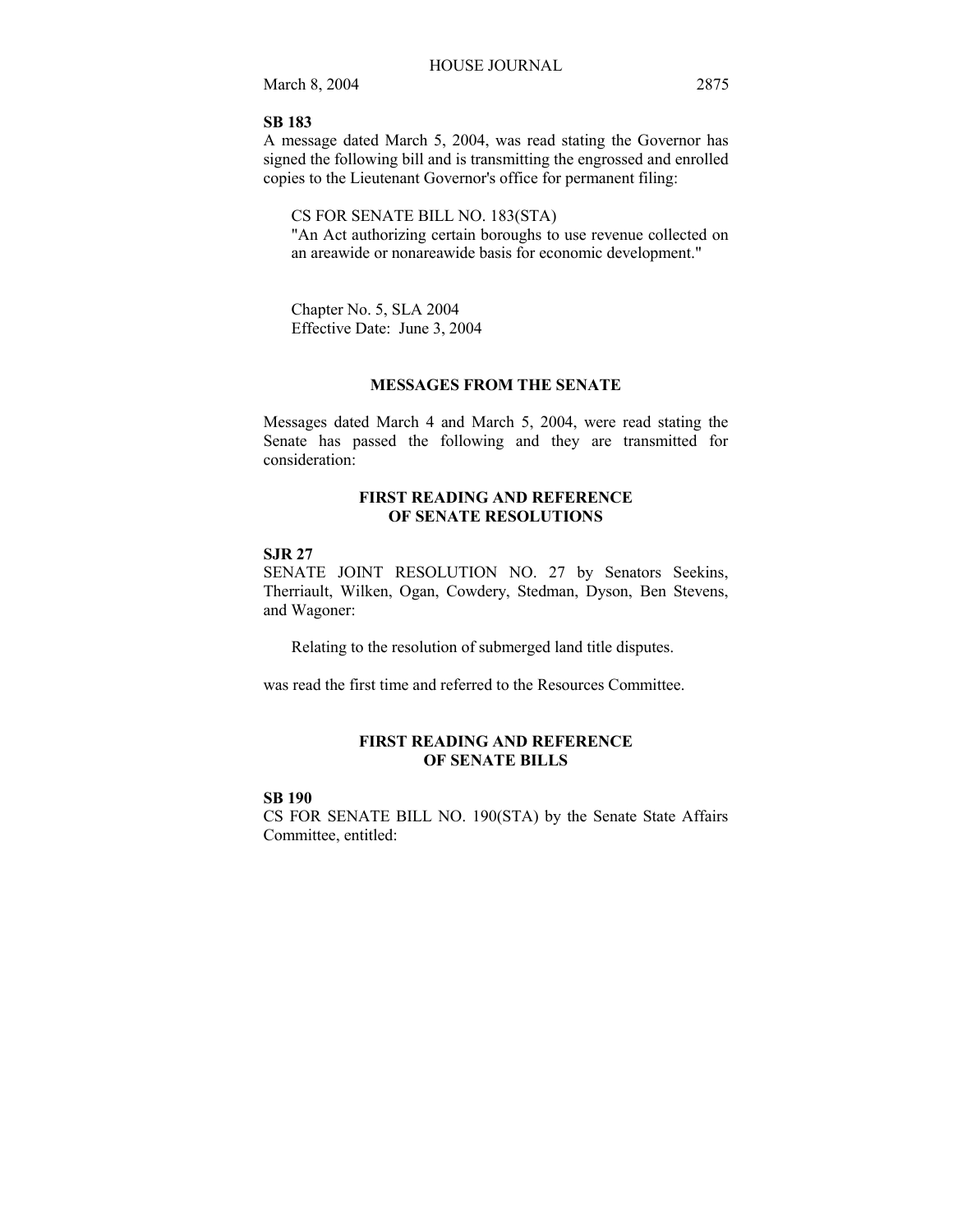**SB 183**

A message dated March 5, 2004, was read stating the Governor has signed the following bill and is transmitting the engrossed and enrolled copies to the Lieutenant Governor's office for permanent filing:

CS FOR SENATE BILL NO. 183(STA)
"An Act authorizing certain boroughs to use revenue collected on an areawide or nonareawide basis for economic development."

Chapter No. 5, SLA 2004
Effective Date: June 3, 2004

## MESSAGES FROM THE SENATE

Messages dated March 4 and March 5, 2004, were read stating the Senate has passed the following and they are transmitted for consideration:

## FIRST READING AND REFERENCE OF SENATE RESOLUTIONS

**SJR 27**

SENATE JOINT RESOLUTION NO. 27 by Senators Seekins, Therriault, Wilken, Ogan, Cowdery, Stedman, Dyson, Ben Stevens, and Wagoner:

Relating to the resolution of submerged land title disputes.

was read the first time and referred to the Resources Committee.

## FIRST READING AND REFERENCE OF SENATE BILLS

**SB 190**

CS FOR SENATE BILL NO. 190(STA) by the Senate State Affairs Committee, entitled: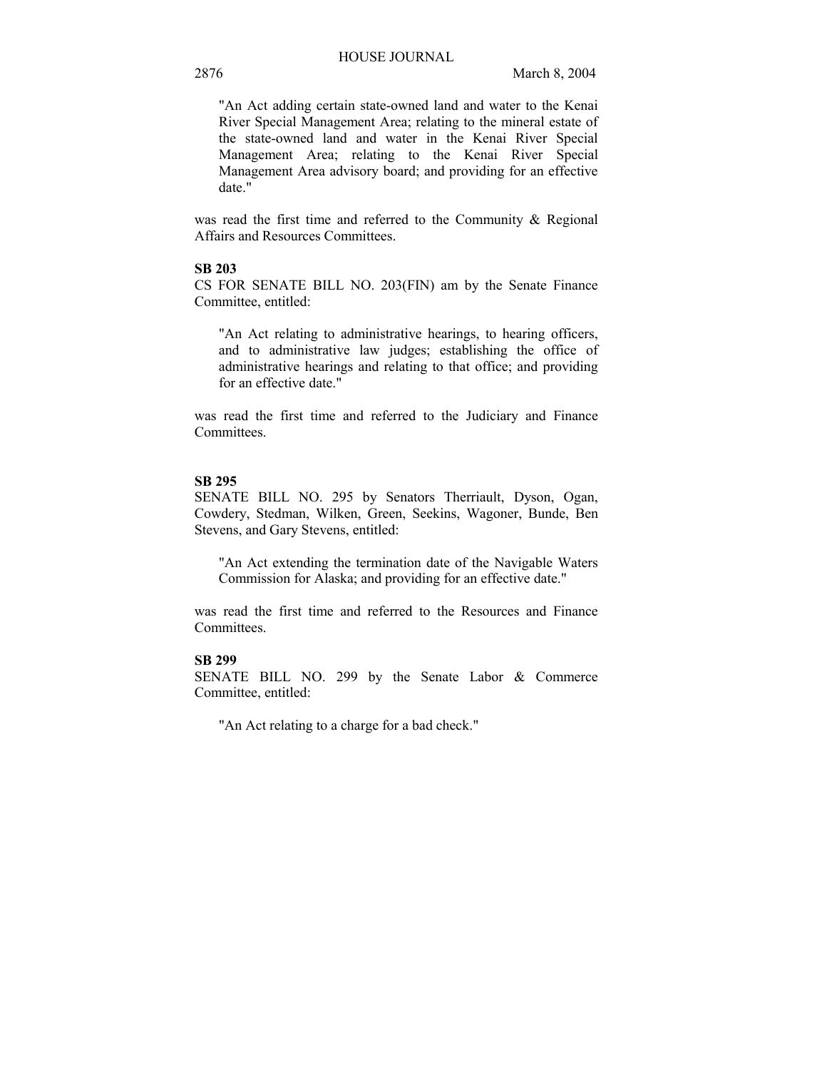"An Act adding certain state-owned land and water to the Kenai River Special Management Area; relating to the mineral estate of the state-owned land and water in the Kenai River Special Management Area; relating to the Kenai River Special Management Area advisory board; and providing for an effective date."

was read the first time and referred to the Community & Regional Affairs and Resources Committees.

**SB 203**

CS FOR SENATE BILL NO. 203(FIN) am by the Senate Finance Committee, entitled:

"An Act relating to administrative hearings, to hearing officers, and to administrative law judges; establishing the office of administrative hearings and relating to that office; and providing for an effective date."

was read the first time and referred to the Judiciary and Finance Committees.

**SB 295**

SENATE BILL NO. 295 by Senators Therriault, Dyson, Ogan, Cowdery, Stedman, Wilken, Green, Seekins, Wagoner, Bunde, Ben Stevens, and Gary Stevens, entitled:

"An Act extending the termination date of the Navigable Waters Commission for Alaska; and providing for an effective date."

was read the first time and referred to the Resources and Finance Committees.

**SB 299**

SENATE BILL NO. 299 by the Senate Labor & Commerce Committee, entitled:

"An Act relating to a charge for a bad check."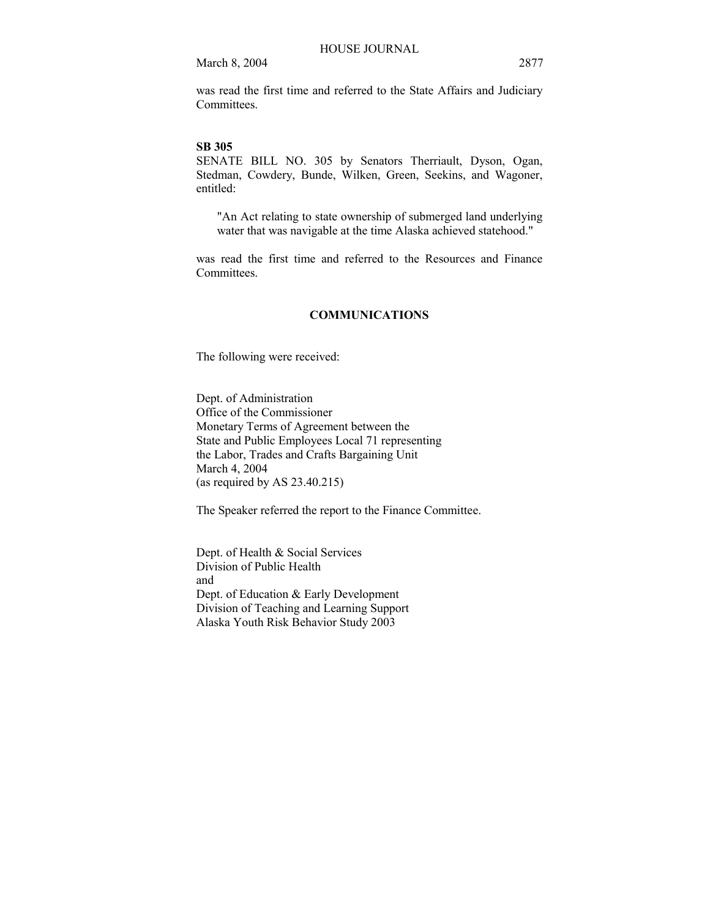was read the first time and referred to the State Affairs and Judiciary Committees.

**SB 305**

SENATE BILL NO. 305 by Senators Therriault, Dyson, Ogan, Stedman, Cowdery, Bunde, Wilken, Green, Seekins, and Wagoner, entitled:

> "An Act relating to state ownership of submerged land underlying water that was navigable at the time Alaska achieved statehood."

was read the first time and referred to the Resources and Finance Committees.

## COMMUNICATIONS

The following were received:

Dept. of Administration
Office of the Commissioner
Monetary Terms of Agreement between the
State and Public Employees Local 71 representing
the Labor, Trades and Crafts Bargaining Unit
March 4, 2004
(as required by AS 23.40.215)

The Speaker referred the report to the Finance Committee.

Dept. of Health & Social Services
Division of Public Health
and
Dept. of Education & Early Development
Division of Teaching and Learning Support
Alaska Youth Risk Behavior Study 2003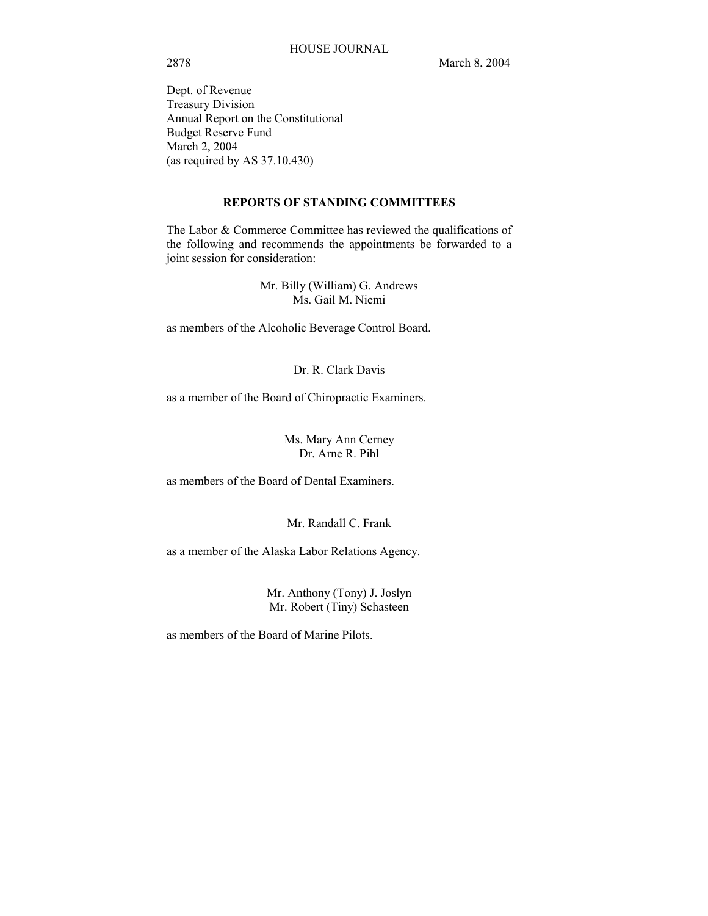Dept. of Revenue
Treasury Division
Annual Report on the Constitutional
Budget Reserve Fund
March 2, 2004
(as required by AS 37.10.430)

## REPORTS OF STANDING COMMITTEES

The Labor & Commerce Committee has reviewed the qualifications of the following and recommends the appointments be forwarded to a joint session for consideration:

Mr. Billy (William) G. Andrews
Ms. Gail M. Niemi

as members of the Alcoholic Beverage Control Board.

Dr. R. Clark Davis

as a member of the Board of Chiropractic Examiners.

Ms. Mary Ann Cerney
Dr. Arne R. Pihl

as members of the Board of Dental Examiners.

Mr. Randall C. Frank

as a member of the Alaska Labor Relations Agency.

Mr. Anthony (Tony) J. Joslyn
Mr. Robert (Tiny) Schasteen

as members of the Board of Marine Pilots.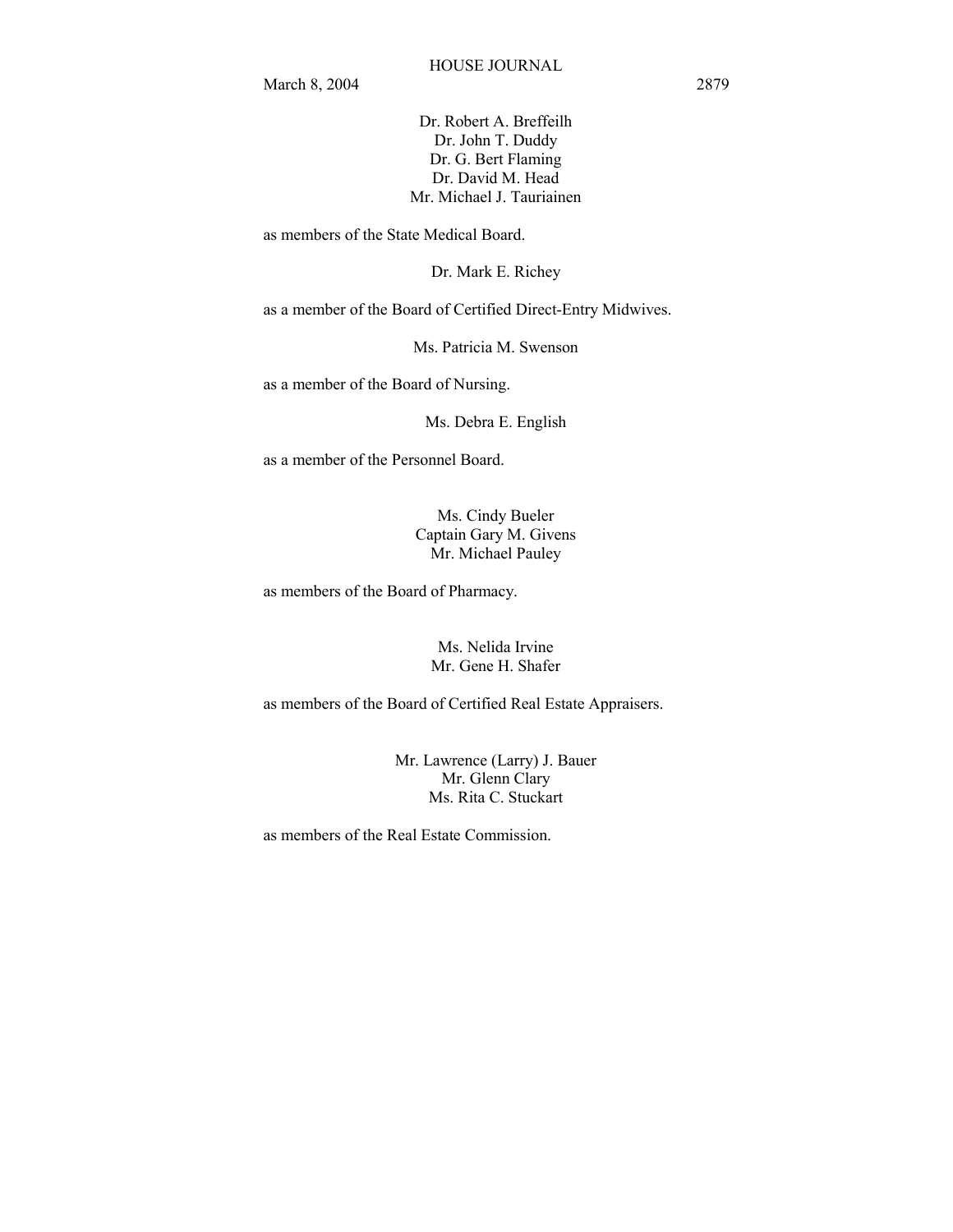Dr. Robert A. Breffeilh
Dr. John T. Duddy
Dr. G. Bert Flaming
Dr. David M. Head
Mr. Michael J. Tauriainen

as members of the State Medical Board.

Dr. Mark E. Richey

as a member of the Board of Certified Direct-Entry Midwives.

Ms. Patricia M. Swenson

as a member of the Board of Nursing.

Ms. Debra E. English

as a member of the Personnel Board.

Ms. Cindy Bueler
Captain Gary M. Givens
Mr. Michael Pauley

as members of the Board of Pharmacy.

Ms. Nelida Irvine
Mr. Gene H. Shafer

as members of the Board of Certified Real Estate Appraisers.

Mr. Lawrence (Larry) J. Bauer
Mr. Glenn Clary
Ms. Rita C. Stuckart

as members of the Real Estate Commission.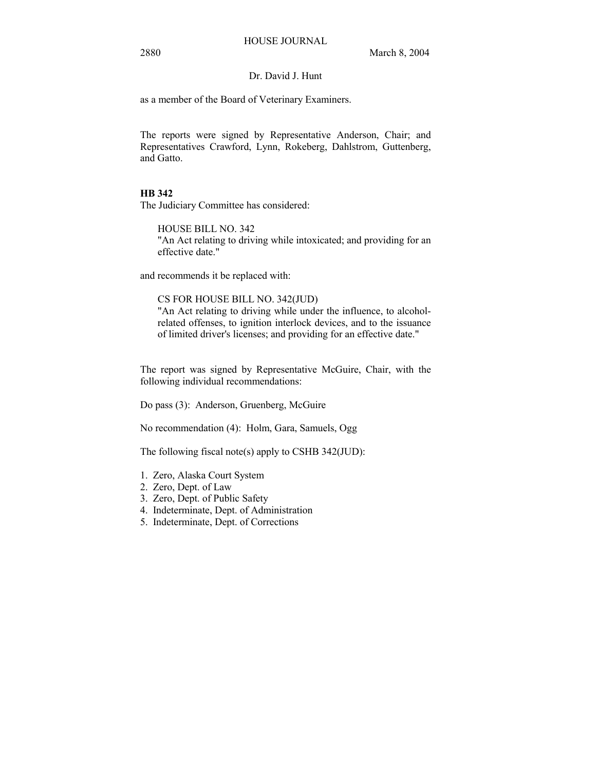Dr. David J. Hunt

as a member of the Board of Veterinary Examiners.

The reports were signed by Representative Anderson, Chair; and Representatives Crawford, Lynn, Rokeberg, Dahlstrom, Guttenberg, and Gatto.

**HB 342**

The Judiciary Committee has considered:

HOUSE BILL NO. 342
"An Act relating to driving while intoxicated; and providing for an effective date."

and recommends it be replaced with:

CS FOR HOUSE BILL NO. 342(JUD)
"An Act relating to driving while under the influence, to alcohol-related offenses, to ignition interlock devices, and to the issuance of limited driver's licenses; and providing for an effective date."

The report was signed by Representative McGuire, Chair, with the following individual recommendations:

Do pass (3): Anderson, Gruenberg, McGuire

No recommendation (4): Holm, Gara, Samuels, Ogg

The following fiscal note(s) apply to CSHB 342(JUD):

1. Zero, Alaska Court System
2. Zero, Dept. of Law
3. Zero, Dept. of Public Safety
4. Indeterminate, Dept. of Administration
5. Indeterminate, Dept. of Corrections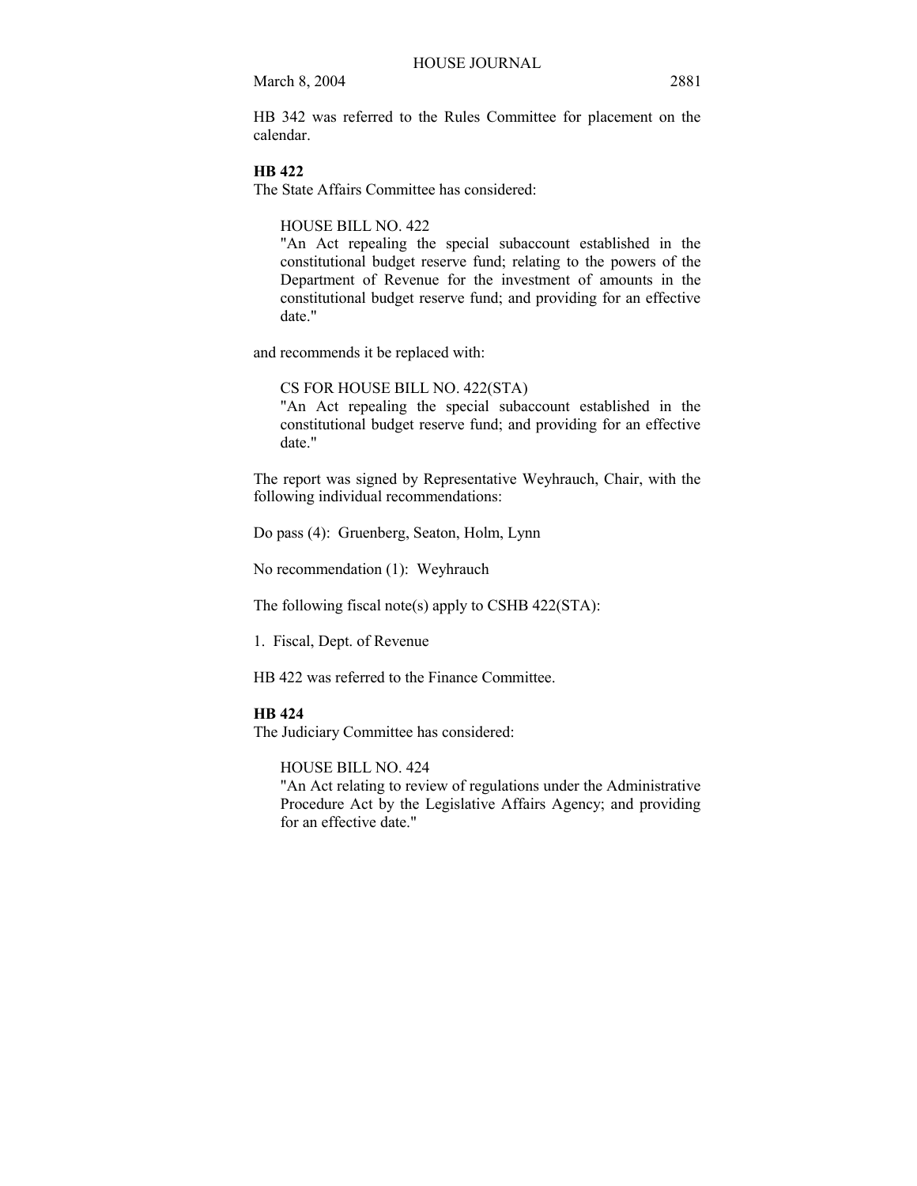HB 342 was referred to the Rules Committee for placement on the calendar.

**HB 422**

The State Affairs Committee has considered:

> HOUSE BILL NO. 422
> "An Act repealing the special subaccount established in the constitutional budget reserve fund; relating to the powers of the Department of Revenue for the investment of amounts in the constitutional budget reserve fund; and providing for an effective date."

and recommends it be replaced with:

> CS FOR HOUSE BILL NO. 422(STA)
> "An Act repealing the special subaccount established in the constitutional budget reserve fund; and providing for an effective date."

The report was signed by Representative Weyhrauch, Chair, with the following individual recommendations:

Do pass (4): Gruenberg, Seaton, Holm, Lynn

No recommendation (1): Weyhrauch

The following fiscal note(s) apply to CSHB 422(STA):

1. Fiscal, Dept. of Revenue

HB 422 was referred to the Finance Committee.

**HB 424**

The Judiciary Committee has considered:

> HOUSE BILL NO. 424
> "An Act relating to review of regulations under the Administrative Procedure Act by the Legislative Affairs Agency; and providing for an effective date."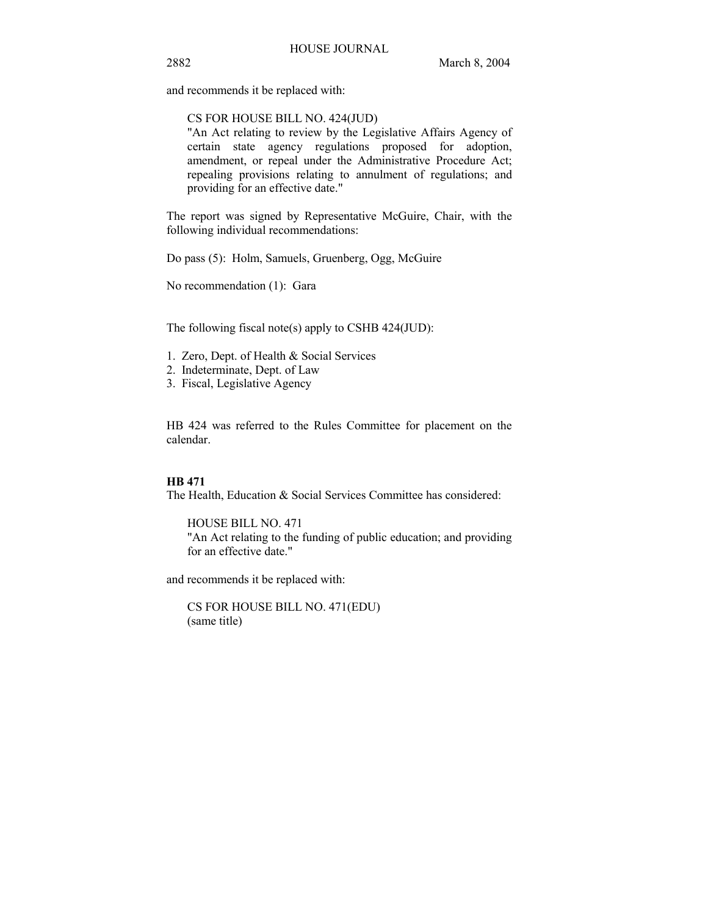and recommends it be replaced with:

CS FOR HOUSE BILL NO. 424(JUD)
"An Act relating to review by the Legislative Affairs Agency of certain state agency regulations proposed for adoption, amendment, or repeal under the Administrative Procedure Act; repealing provisions relating to annulment of regulations; and providing for an effective date."

The report was signed by Representative McGuire, Chair, with the following individual recommendations:

Do pass (5): Holm, Samuels, Gruenberg, Ogg, McGuire

No recommendation (1): Gara

The following fiscal note(s) apply to CSHB 424(JUD):

1. Zero, Dept. of Health & Social Services
2. Indeterminate, Dept. of Law
3. Fiscal, Legislative Agency

HB 424 was referred to the Rules Committee for placement on the calendar.

**HB 471**
The Health, Education & Social Services Committee has considered:

HOUSE BILL NO. 471
"An Act relating to the funding of public education; and providing for an effective date."

and recommends it be replaced with:

CS FOR HOUSE BILL NO. 471(EDU)
(same title)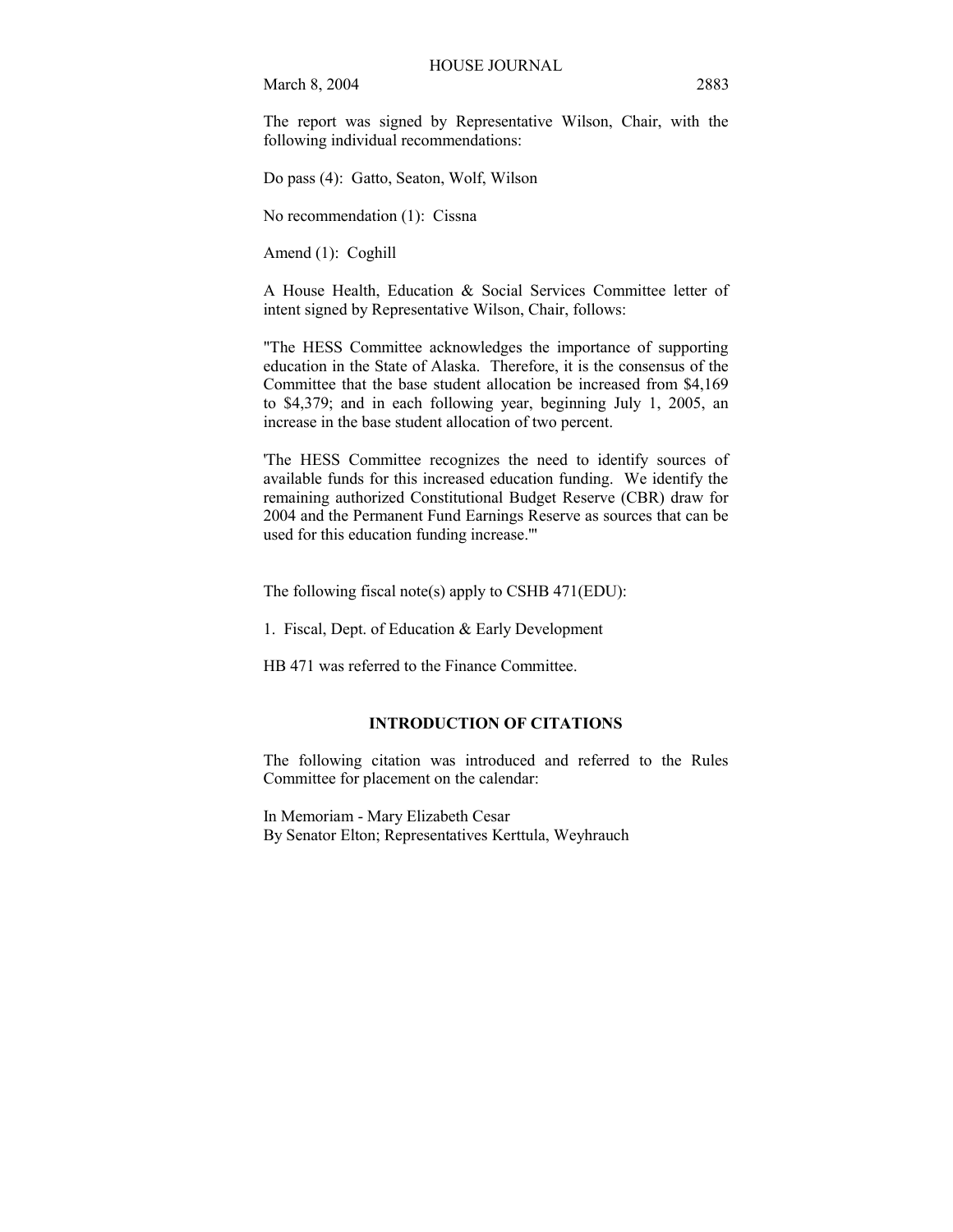The report was signed by Representative Wilson, Chair, with the following individual recommendations:

Do pass (4): Gatto, Seaton, Wolf, Wilson

No recommendation (1): Cissna

Amend (1): Coghill

A House Health, Education & Social Services Committee letter of intent signed by Representative Wilson, Chair, follows:

"The HESS Committee acknowledges the importance of supporting education in the State of Alaska. Therefore, it is the consensus of the Committee that the base student allocation be increased from $4,169 to $4,379; and in each following year, beginning July 1, 2005, an increase in the base student allocation of two percent.

'The HESS Committee recognizes the need to identify sources of available funds for this increased education funding. We identify the remaining authorized Constitutional Budget Reserve (CBR) draw for 2004 and the Permanent Fund Earnings Reserve as sources that can be used for this education funding increase.'"

The following fiscal note(s) apply to CSHB 471(EDU):

1. Fiscal, Dept. of Education & Early Development

HB 471 was referred to the Finance Committee.

## INTRODUCTION OF CITATIONS

The following citation was introduced and referred to the Rules Committee for placement on the calendar:

In Memoriam - Mary Elizabeth Cesar
By Senator Elton; Representatives Kerttula, Weyhrauch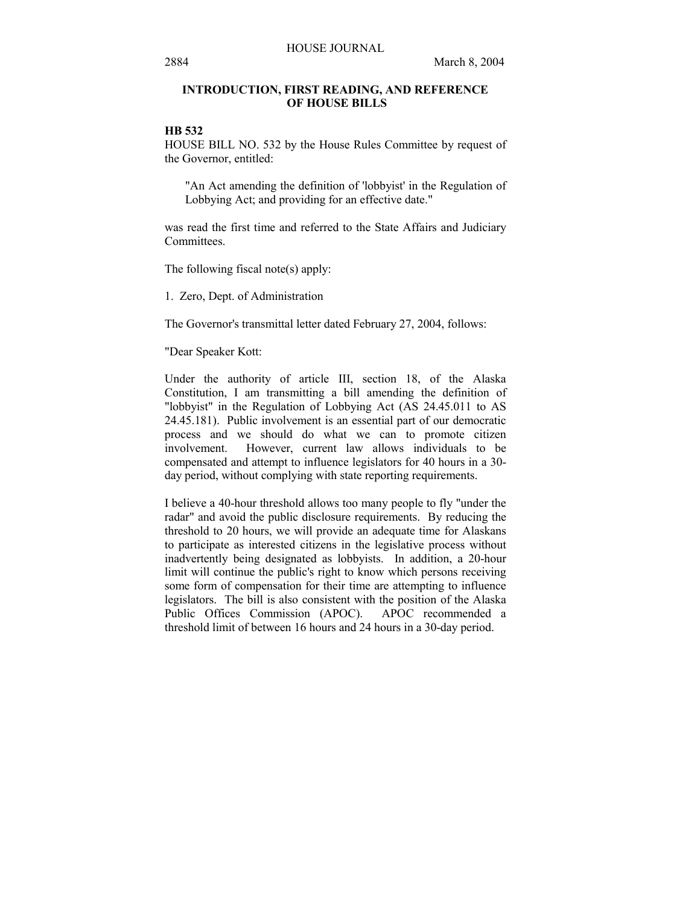## INTRODUCTION, FIRST READING, AND REFERENCE OF HOUSE BILLS

**HB 532**

HOUSE BILL NO. 532 by the House Rules Committee by request of the Governor, entitled:

> "An Act amending the definition of 'lobbyist' in the Regulation of Lobbying Act; and providing for an effective date."

was read the first time and referred to the State Affairs and Judiciary Committees.

The following fiscal note(s) apply:

1. Zero, Dept. of Administration

The Governor's transmittal letter dated February 27, 2004, follows:

"Dear Speaker Kott:

Under the authority of article III, section 18, of the Alaska Constitution, I am transmitting a bill amending the definition of "lobbyist" in the Regulation of Lobbying Act (AS 24.45.011 to AS 24.45.181). Public involvement is an essential part of our democratic process and we should do what we can to promote citizen involvement. However, current law allows individuals to be compensated and attempt to influence legislators for 40 hours in a 30-day period, without complying with state reporting requirements.

I believe a 40-hour threshold allows too many people to fly "under the radar" and avoid the public disclosure requirements. By reducing the threshold to 20 hours, we will provide an adequate time for Alaskans to participate as interested citizens in the legislative process without inadvertently being designated as lobbyists. In addition, a 20-hour limit will continue the public's right to know which persons receiving some form of compensation for their time are attempting to influence legislators. The bill is also consistent with the position of the Alaska Public Offices Commission (APOC). APOC recommended a threshold limit of between 16 hours and 24 hours in a 30-day period.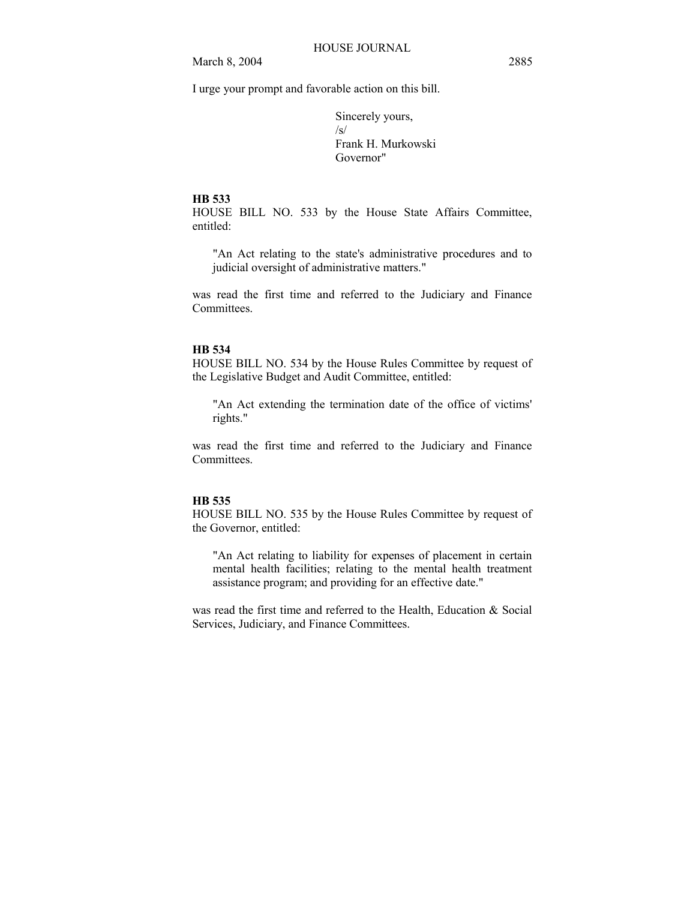I urge your prompt and favorable action on this bill.

Sincerely yours,
/s/
Frank H. Murkowski
Governor"

**HB 533**

HOUSE BILL NO. 533 by the House State Affairs Committee, entitled:

> "An Act relating to the state's administrative procedures and to judicial oversight of administrative matters."

was read the first time and referred to the Judiciary and Finance Committees.

**HB 534**

HOUSE BILL NO. 534 by the House Rules Committee by request of the Legislative Budget and Audit Committee, entitled:

> "An Act extending the termination date of the office of victims' rights."

was read the first time and referred to the Judiciary and Finance Committees.

**HB 535**

HOUSE BILL NO. 535 by the House Rules Committee by request of the Governor, entitled:

> "An Act relating to liability for expenses of placement in certain mental health facilities; relating to the mental health treatment assistance program; and providing for an effective date."

was read the first time and referred to the Health, Education & Social Services, Judiciary, and Finance Committees.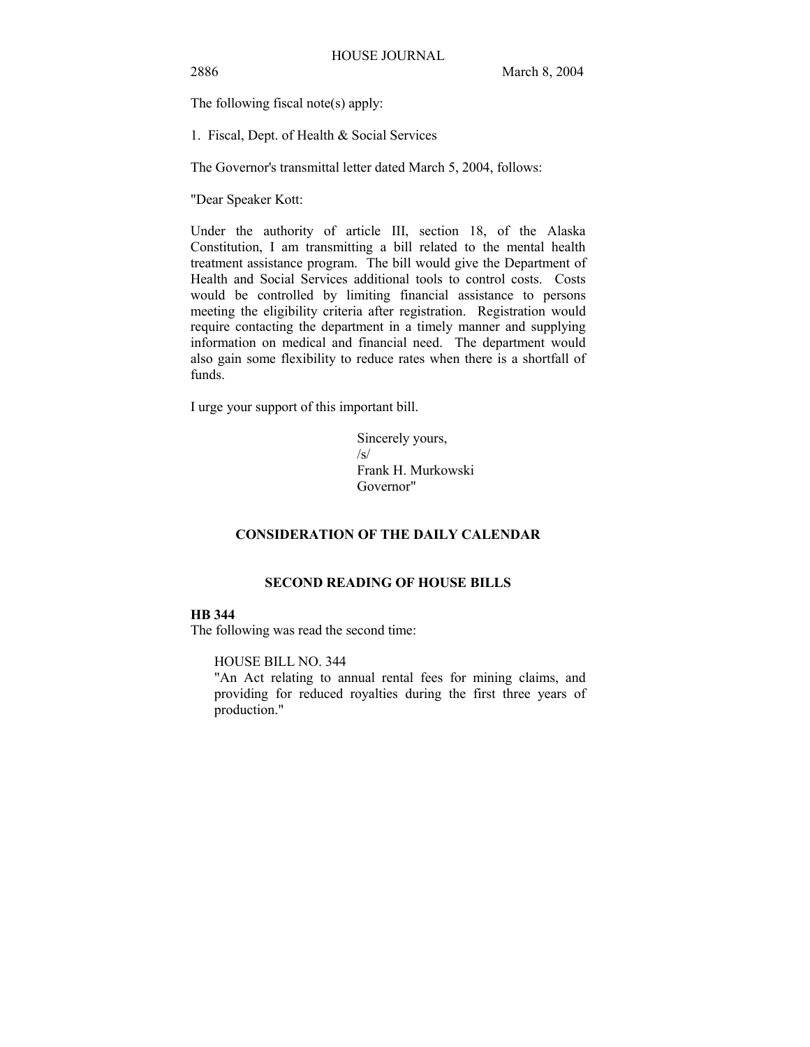The following fiscal note(s) apply:

1. Fiscal, Dept. of Health & Social Services

The Governor's transmittal letter dated March 5, 2004, follows:

"Dear Speaker Kott:

Under the authority of article III, section 18, of the Alaska Constitution, I am transmitting a bill related to the mental health treatment assistance program. The bill would give the Department of Health and Social Services additional tools to control costs. Costs would be controlled by limiting financial assistance to persons meeting the eligibility criteria after registration. Registration would require contacting the department in a timely manner and supplying information on medical and financial need. The department would also gain some flexibility to reduce rates when there is a shortfall of funds.

I urge your support of this important bill.

Sincerely yours,
/s/
Frank H. Murkowski
Governor"

## CONSIDERATION OF THE DAILY CALENDAR

## SECOND READING OF HOUSE BILLS

**HB 344**
The following was read the second time:

HOUSE BILL NO. 344
"An Act relating to annual rental fees for mining claims, and providing for reduced royalties during the first three years of production."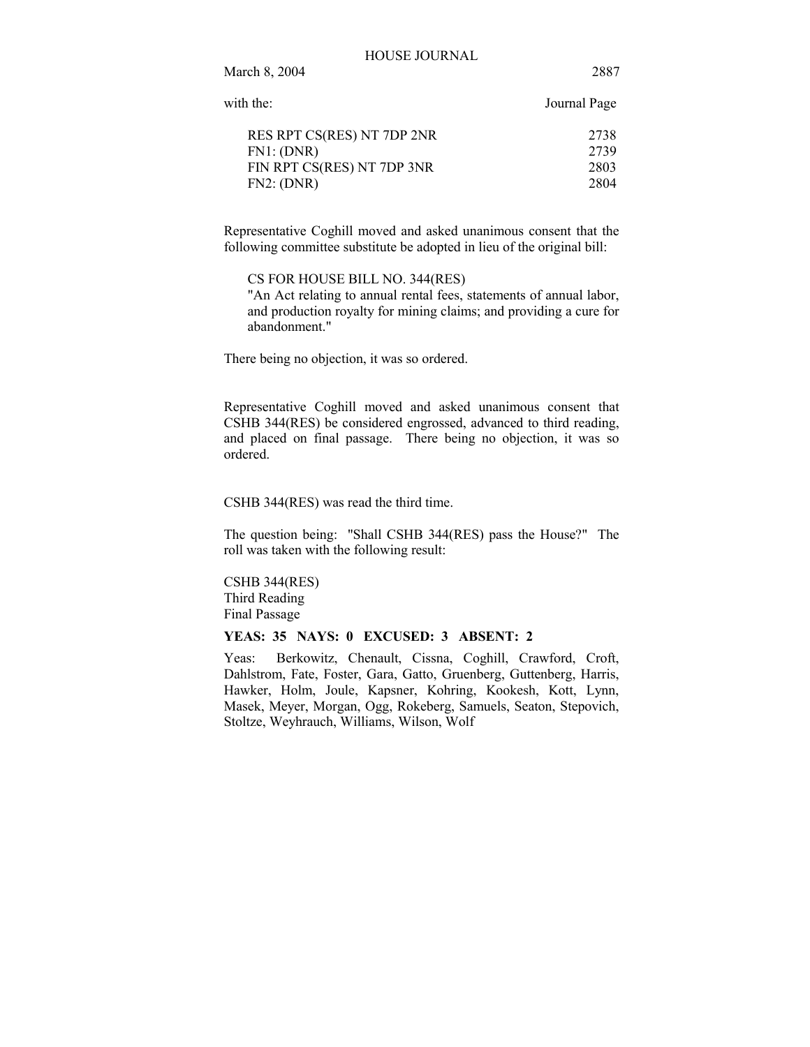| with the: | Journal Page |
| --- | --- |
| RES RPT CS(RES) NT 7DP 2NR | 2738 |
| FN1: (DNR) | 2739 |
| FIN RPT CS(RES) NT 7DP 3NR | 2803 |
| FN2: (DNR) | 2804 |

Representative Coghill moved and asked unanimous consent that the following committee substitute be adopted in lieu of the original bill:

CS FOR HOUSE BILL NO. 344(RES)
"An Act relating to annual rental fees, statements of annual labor, and production royalty for mining claims; and providing a cure for abandonment."

There being no objection, it was so ordered.

Representative Coghill moved and asked unanimous consent that CSHB 344(RES) be considered engrossed, advanced to third reading, and placed on final passage. There being no objection, it was so ordered.

CSHB 344(RES) was read the third time.

The question being: "Shall CSHB 344(RES) pass the House?" The roll was taken with the following result:

CSHB 344(RES)
Third Reading
Final Passage

**YEAS: 35 NAYS: 0 EXCUSED: 3 ABSENT: 2**

Yeas: Berkowitz, Chenault, Cissna, Coghill, Crawford, Croft, Dahlstrom, Fate, Foster, Gara, Gatto, Gruenberg, Guttenberg, Harris, Hawker, Holm, Joule, Kapsner, Kohring, Kookesh, Kott, Lynn, Masek, Meyer, Morgan, Ogg, Rokeberg, Samuels, Seaton, Stepovich, Stoltze, Weyhrauch, Williams, Wilson, Wolf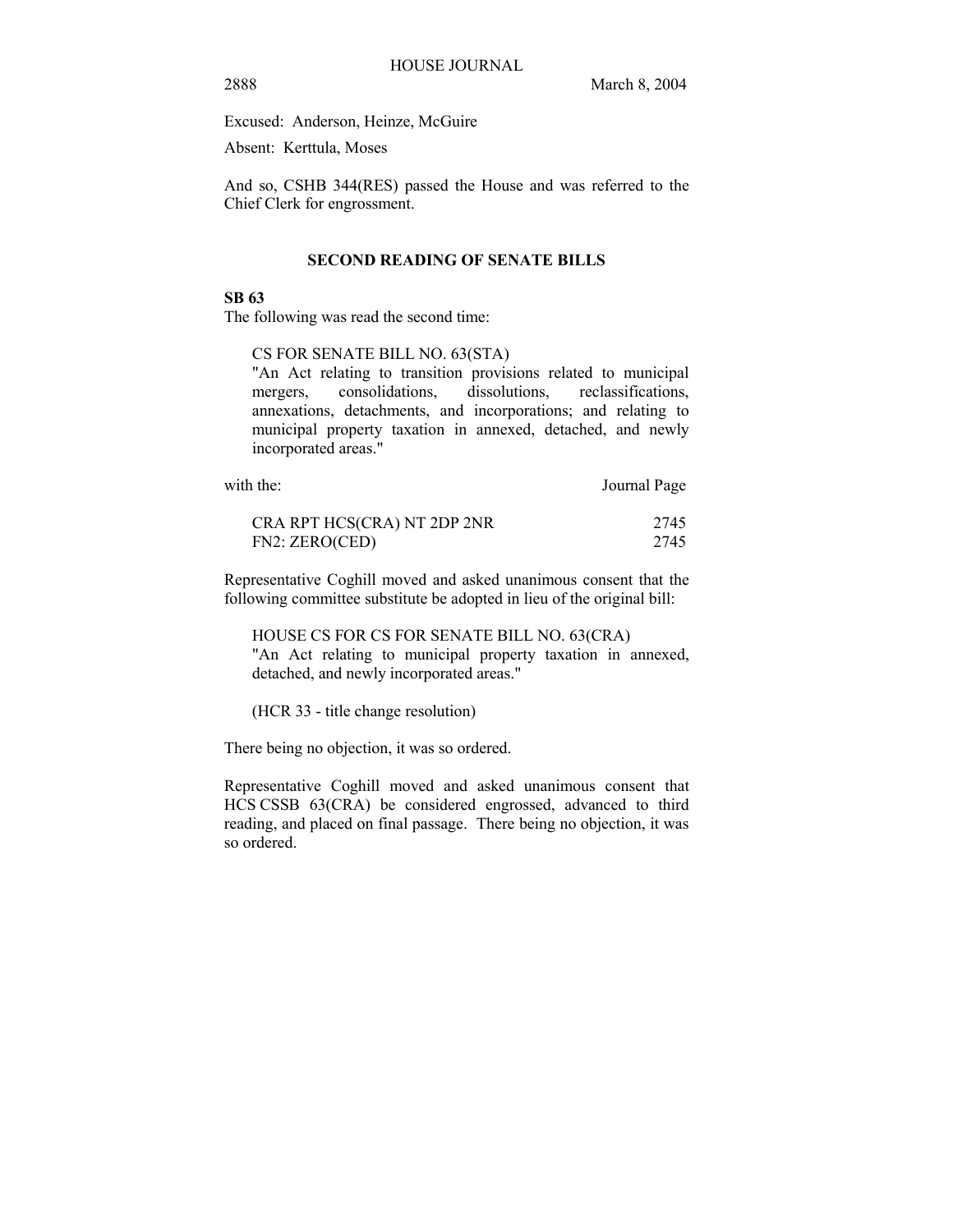Excused: Anderson, Heinze, McGuire

Absent: Kerttula, Moses

And so, CSHB 344(RES) passed the House and was referred to the Chief Clerk for engrossment.

## SECOND READING OF SENATE BILLS

**SB 63**

The following was read the second time:

> CS FOR SENATE BILL NO. 63(STA)
> "An Act relating to transition provisions related to municipal mergers, consolidations, dissolutions, reclassifications, annexations, detachments, and incorporations; and relating to municipal property taxation in annexed, detached, and newly incorporated areas."

| with the: | Journal Page |
|---|---|
| CRA RPT HCS(CRA) NT 2DP 2NR | 2745 |
| FN2: ZERO(CED) | 2745 |

Representative Coghill moved and asked unanimous consent that the following committee substitute be adopted in lieu of the original bill:

> HOUSE CS FOR CS FOR SENATE BILL NO. 63(CRA)
> "An Act relating to municipal property taxation in annexed, detached, and newly incorporated areas."
>
> (HCR 33 - title change resolution)

There being no objection, it was so ordered.

Representative Coghill moved and asked unanimous consent that HCS CSSB 63(CRA) be considered engrossed, advanced to third reading, and placed on final passage. There being no objection, it was so ordered.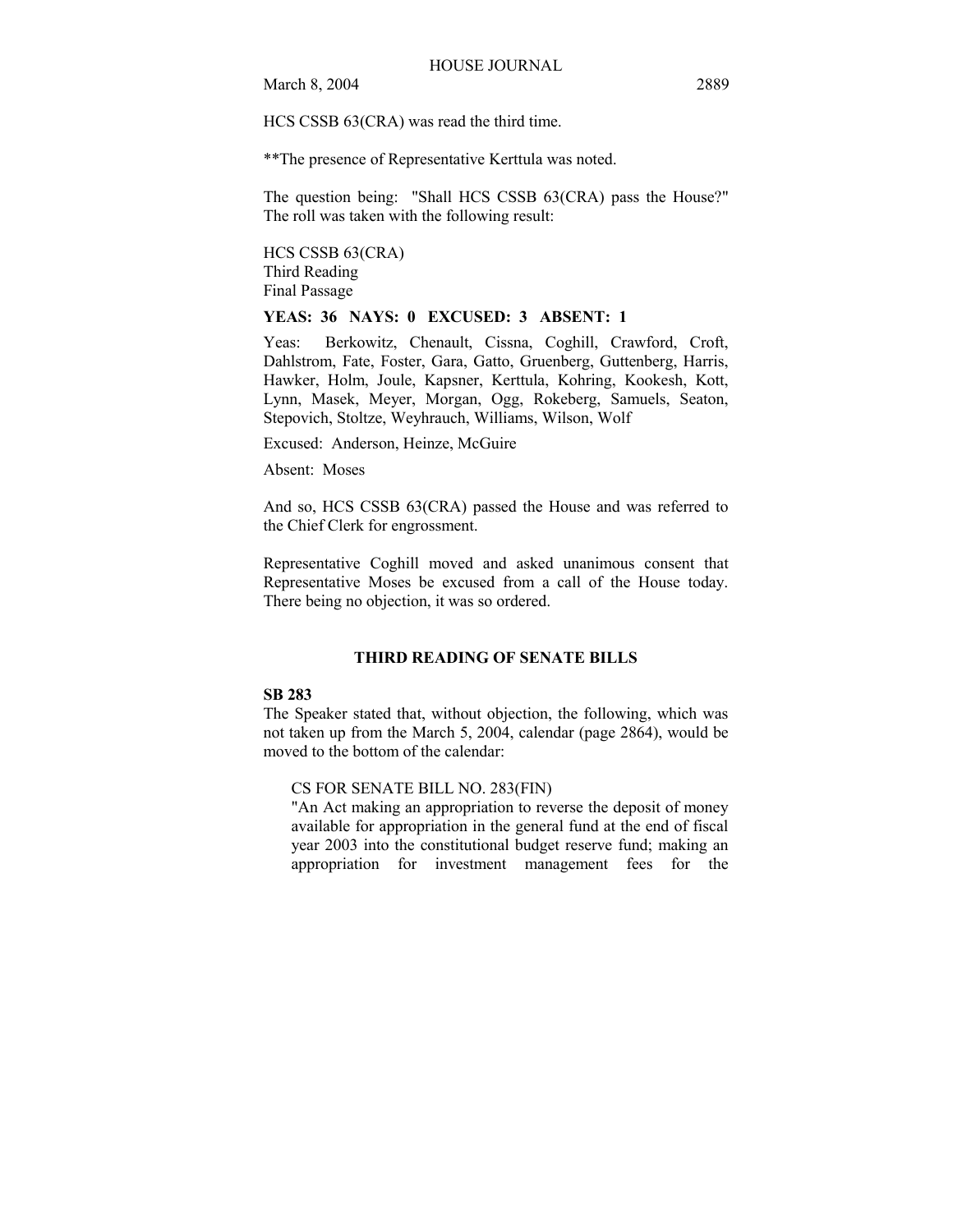HCS CSSB 63(CRA) was read the third time.

**The presence of Representative Kerttula was noted.

The question being: "Shall HCS CSSB 63(CRA) pass the House?" The roll was taken with the following result:

HCS CSSB 63(CRA)
Third Reading
Final Passage

**YEAS: 36 NAYS: 0 EXCUSED: 3 ABSENT: 1**

Yeas: Berkowitz, Chenault, Cissna, Coghill, Crawford, Croft, Dahlstrom, Fate, Foster, Gara, Gatto, Gruenberg, Guttenberg, Harris, Hawker, Holm, Joule, Kapsner, Kerttula, Kohring, Kookesh, Kott, Lynn, Masek, Meyer, Morgan, Ogg, Rokeberg, Samuels, Seaton, Stepovich, Stoltze, Weyhrauch, Williams, Wilson, Wolf

Excused: Anderson, Heinze, McGuire

Absent: Moses

And so, HCS CSSB 63(CRA) passed the House and was referred to the Chief Clerk for engrossment.

Representative Coghill moved and asked unanimous consent that Representative Moses be excused from a call of the House today. There being no objection, it was so ordered.

## THIRD READING OF SENATE BILLS

**SB 283**

The Speaker stated that, without objection, the following, which was not taken up from the March 5, 2004, calendar (page 2864), would be moved to the bottom of the calendar:

CS FOR SENATE BILL NO. 283(FIN)
"An Act making an appropriation to reverse the deposit of money available for appropriation in the general fund at the end of fiscal year 2003 into the constitutional budget reserve fund; making an appropriation for investment management fees for the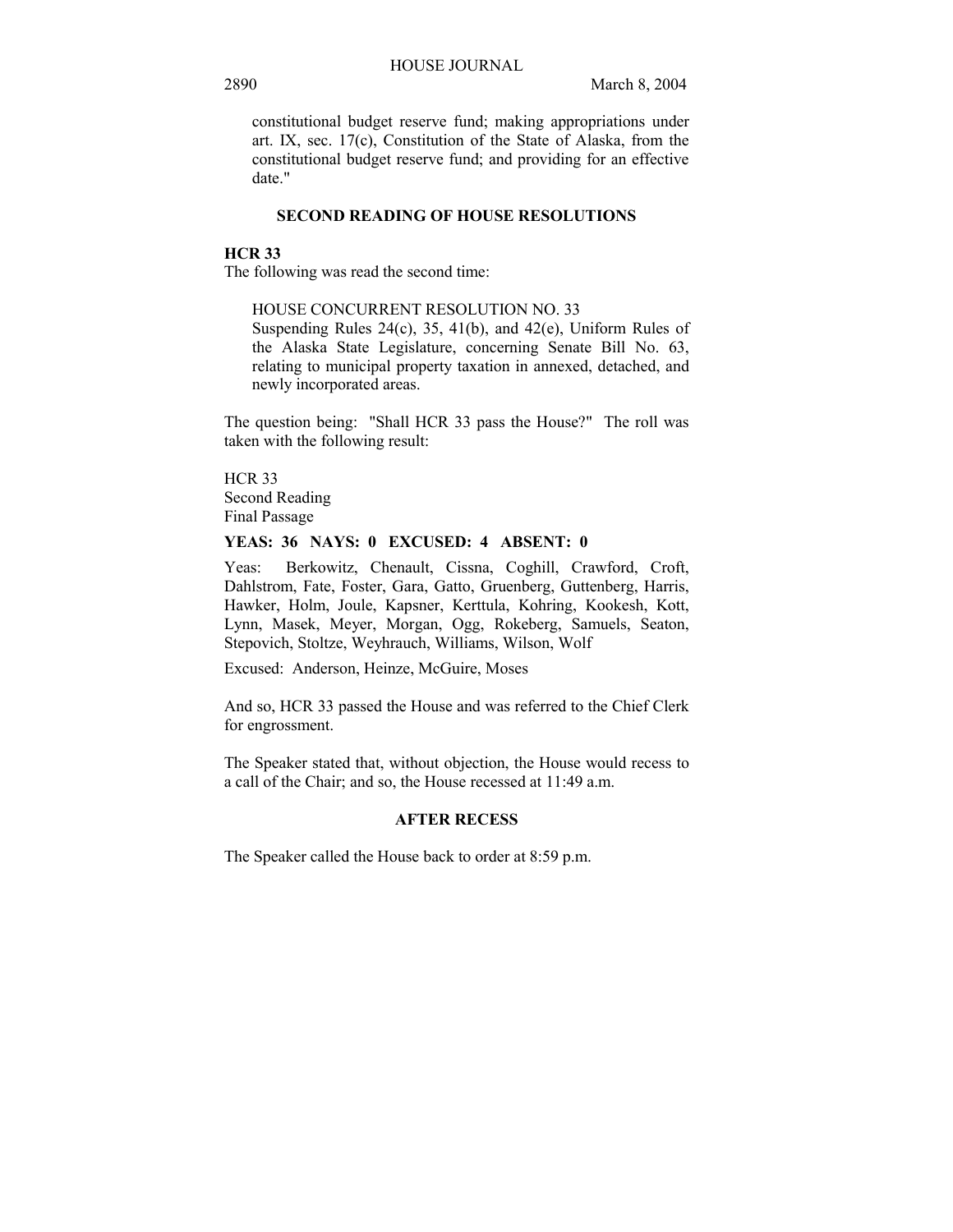constitutional budget reserve fund; making appropriations under art. IX, sec. 17(c), Constitution of the State of Alaska, from the constitutional budget reserve fund; and providing for an effective date."

**SECOND READING OF HOUSE RESOLUTIONS**

**HCR 33**

The following was read the second time:

HOUSE CONCURRENT RESOLUTION NO. 33
Suspending Rules 24(c), 35, 41(b), and 42(e), Uniform Rules of the Alaska State Legislature, concerning Senate Bill No. 63, relating to municipal property taxation in annexed, detached, and newly incorporated areas.

The question being: "Shall HCR 33 pass the House?" The roll was taken with the following result:

HCR 33
Second Reading
Final Passage

**YEAS: 36 NAYS: 0 EXCUSED: 4 ABSENT: 0**

Yeas: Berkowitz, Chenault, Cissna, Coghill, Crawford, Croft, Dahlstrom, Fate, Foster, Gara, Gatto, Gruenberg, Guttenberg, Harris, Hawker, Holm, Joule, Kapsner, Kerttula, Kohring, Kookesh, Kott, Lynn, Masek, Meyer, Morgan, Ogg, Rokeberg, Samuels, Seaton, Stepovich, Stoltze, Weyhrauch, Williams, Wilson, Wolf

Excused: Anderson, Heinze, McGuire, Moses

And so, HCR 33 passed the House and was referred to the Chief Clerk for engrossment.

The Speaker stated that, without objection, the House would recess to a call of the Chair; and so, the House recessed at 11:49 a.m.

**AFTER RECESS**

The Speaker called the House back to order at 8:59 p.m.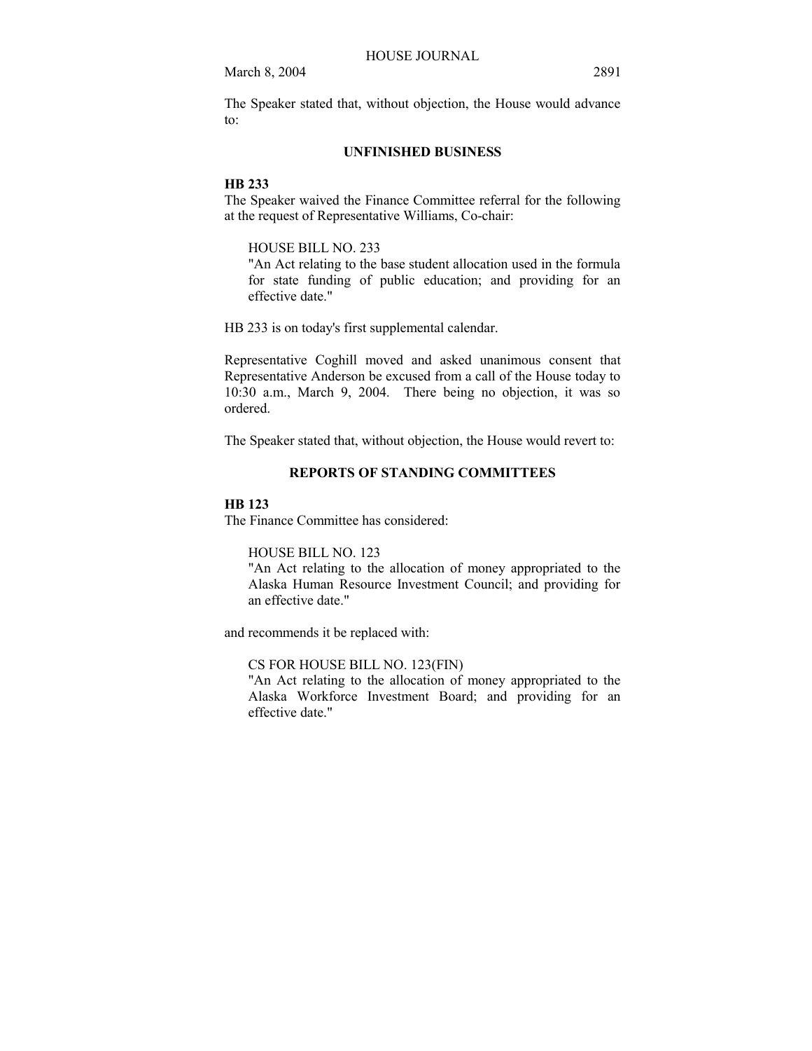The Speaker stated that, without objection, the House would advance to:

## UNFINISHED BUSINESS

**HB 233**

The Speaker waived the Finance Committee referral for the following at the request of Representative Williams, Co-chair:

> HOUSE BILL NO. 233
> "An Act relating to the base student allocation used in the formula for state funding of public education; and providing for an effective date."

HB 233 is on today's first supplemental calendar.

Representative Coghill moved and asked unanimous consent that Representative Anderson be excused from a call of the House today to 10:30 a.m., March 9, 2004. There being no objection, it was so ordered.

The Speaker stated that, without objection, the House would revert to:

## REPORTS OF STANDING COMMITTEES

**HB 123**

The Finance Committee has considered:

> HOUSE BILL NO. 123
> "An Act relating to the allocation of money appropriated to the Alaska Human Resource Investment Council; and providing for an effective date."

and recommends it be replaced with:

> CS FOR HOUSE BILL NO. 123(FIN)
> "An Act relating to the allocation of money appropriated to the Alaska Workforce Investment Board; and providing for an effective date."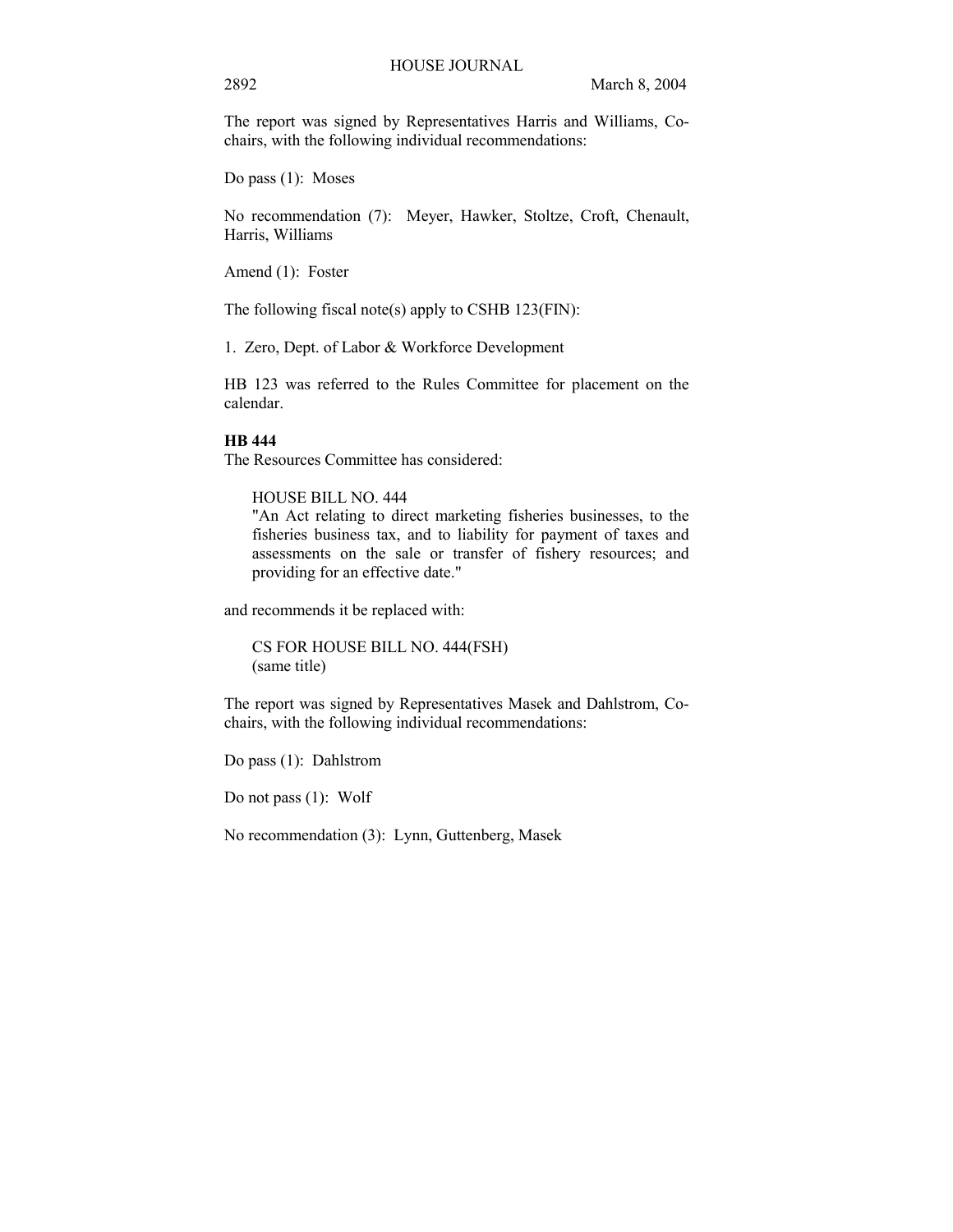The report was signed by Representatives Harris and Williams, Co-chairs, with the following individual recommendations:

Do pass (1): Moses

No recommendation (7): Meyer, Hawker, Stoltze, Croft, Chenault, Harris, Williams

Amend (1): Foster

The following fiscal note(s) apply to CSHB 123(FIN):

1. Zero, Dept. of Labor & Workforce Development

HB 123 was referred to the Rules Committee for placement on the calendar.

**HB 444**

The Resources Committee has considered:

> HOUSE BILL NO. 444
> "An Act relating to direct marketing fisheries businesses, to the fisheries business tax, and to liability for payment of taxes and assessments on the sale or transfer of fishery resources; and providing for an effective date."

and recommends it be replaced with:

> CS FOR HOUSE BILL NO. 444(FSH)
> (same title)

The report was signed by Representatives Masek and Dahlstrom, Co-chairs, with the following individual recommendations:

Do pass (1): Dahlstrom

Do not pass (1): Wolf

No recommendation (3): Lynn, Guttenberg, Masek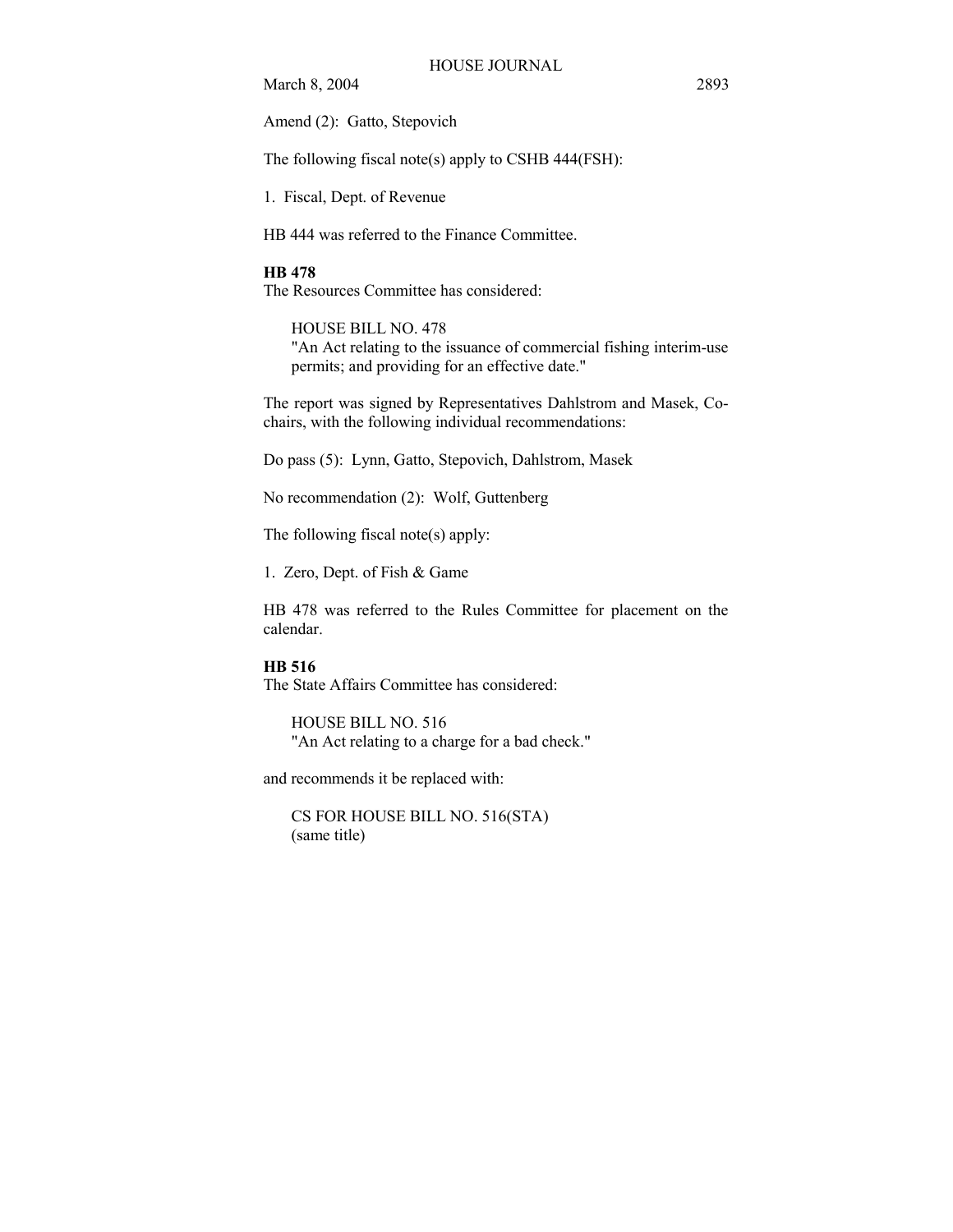Amend (2): Gatto, Stepovich

The following fiscal note(s) apply to CSHB 444(FSH):

1. Fiscal, Dept. of Revenue

HB 444 was referred to the Finance Committee.

**HB 478**

The Resources Committee has considered:

HOUSE BILL NO. 478
"An Act relating to the issuance of commercial fishing interim-use permits; and providing for an effective date."

The report was signed by Representatives Dahlstrom and Masek, Co-chairs, with the following individual recommendations:

Do pass (5): Lynn, Gatto, Stepovich, Dahlstrom, Masek

No recommendation (2): Wolf, Guttenberg

The following fiscal note(s) apply:

1. Zero, Dept. of Fish & Game

HB 478 was referred to the Rules Committee for placement on the calendar.

**HB 516**

The State Affairs Committee has considered:

HOUSE BILL NO. 516
"An Act relating to a charge for a bad check."

and recommends it be replaced with:

CS FOR HOUSE BILL NO. 516(STA)
(same title)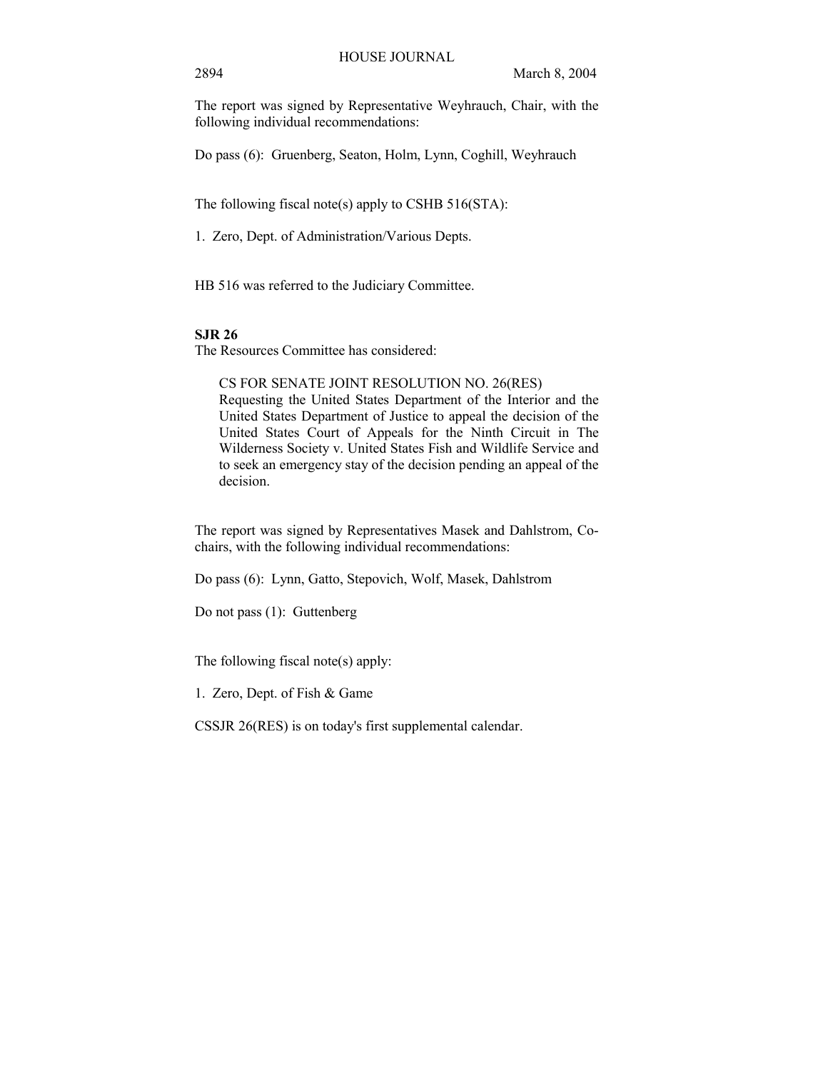The report was signed by Representative Weyhrauch, Chair, with the following individual recommendations:

Do pass (6): Gruenberg, Seaton, Holm, Lynn, Coghill, Weyhrauch

The following fiscal note(s) apply to CSHB 516(STA):

1. Zero, Dept. of Administration/Various Depts.

HB 516 was referred to the Judiciary Committee.

**SJR 26**

The Resources Committee has considered:

> CS FOR SENATE JOINT RESOLUTION NO. 26(RES)
> Requesting the United States Department of the Interior and the United States Department of Justice to appeal the decision of the United States Court of Appeals for the Ninth Circuit in The Wilderness Society v. United States Fish and Wildlife Service and to seek an emergency stay of the decision pending an appeal of the decision.

The report was signed by Representatives Masek and Dahlstrom, Co-chairs, with the following individual recommendations:

Do pass (6): Lynn, Gatto, Stepovich, Wolf, Masek, Dahlstrom

Do not pass (1): Guttenberg

The following fiscal note(s) apply:

1. Zero, Dept. of Fish & Game

CSSJR 26(RES) is on today's first supplemental calendar.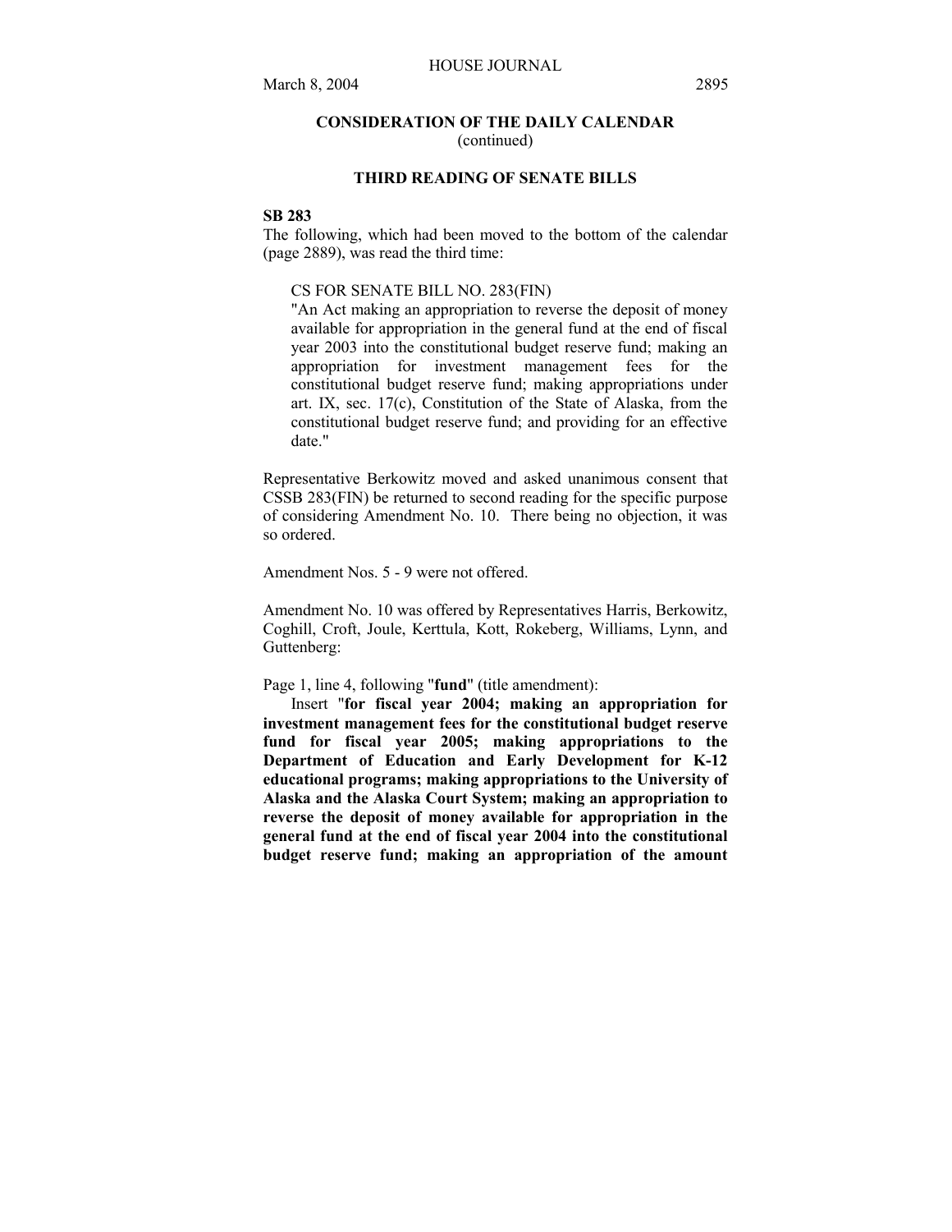## CONSIDERATION OF THE DAILY CALENDAR
(continued)

### THIRD READING OF SENATE BILLS

**SB 283**

The following, which had been moved to the bottom of the calendar (page 2889), was read the third time:

> CS FOR SENATE BILL NO. 283(FIN)
>
> "An Act making an appropriation to reverse the deposit of money available for appropriation in the general fund at the end of fiscal year 2003 into the constitutional budget reserve fund; making an appropriation for investment management fees for the constitutional budget reserve fund; making appropriations under art. IX, sec. 17(c), Constitution of the State of Alaska, from the constitutional budget reserve fund; and providing for an effective date."

Representative Berkowitz moved and asked unanimous consent that CSSB 283(FIN) be returned to second reading for the specific purpose of considering Amendment No. 10. There being no objection, it was so ordered.

Amendment Nos. 5 - 9 were not offered.

Amendment No. 10 was offered by Representatives Harris, Berkowitz, Coghill, Croft, Joule, Kerttula, Kott, Rokeberg, Williams, Lynn, and Guttenberg:

Page 1, line 4, following "**fund**" (title amendment):

Insert "**for fiscal year 2004; making an appropriation for investment management fees for the constitutional budget reserve fund for fiscal year 2005; making appropriations to the Department of Education and Early Development for K-12 educational programs; making appropriations to the University of Alaska and the Alaska Court System; making an appropriation to reverse the deposit of money available for appropriation in the general fund at the end of fiscal year 2004 into the constitutional budget reserve fund; making an appropriation of the amount**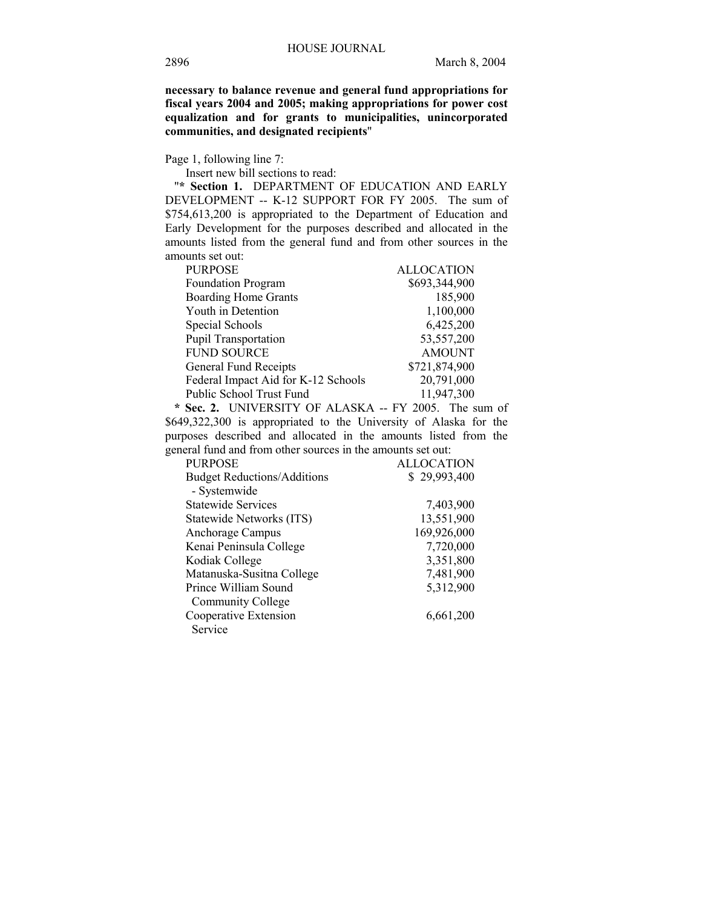**necessary to balance revenue and general fund appropriations for fiscal years 2004 and 2005; making appropriations for power cost equalization and for grants to municipalities, unincorporated communities, and designated recipients**"

Page 1, following line 7:

Insert new bill sections to read:

"**\* Section 1.** DEPARTMENT OF EDUCATION AND EARLY DEVELOPMENT -- K-12 SUPPORT FOR FY 2005. The sum of $754,613,200 is appropriated to the Department of Education and Early Development for the purposes described and allocated in the amounts listed from the general fund and from other sources in the amounts set out:

| PURPOSE | ALLOCATION |
|---|---|
| Foundation Program | $693,344,900 |
| Boarding Home Grants | 185,900 |
| Youth in Detention | 1,100,000 |
| Special Schools | 6,425,200 |
| Pupil Transportation | 53,557,200 |
| FUND SOURCE | AMOUNT |
| General Fund Receipts | $721,874,900 |
| Federal Impact Aid for K-12 Schools | 20,791,000 |
| Public School Trust Fund | 11,947,300 |

**\* Sec. 2.** UNIVERSITY OF ALASKA -- FY 2005. The sum of $649,322,300 is appropriated to the University of Alaska for the purposes described and allocated in the amounts listed from the general fund and from other sources in the amounts set out:

| PURPOSE | ALLOCATION |
|---|---|
| Budget Reductions/Additions - Systemwide | $ 29,993,400 |
| Statewide Services | 7,403,900 |
| Statewide Networks (ITS) | 13,551,900 |
| Anchorage Campus | 169,926,000 |
| Kenai Peninsula College | 7,720,000 |
| Kodiak College | 3,351,800 |
| Matanuska-Susitna College | 7,481,900 |
| Prince William Sound Community College | 5,312,900 |
| Cooperative Extension Service | 6,661,200 |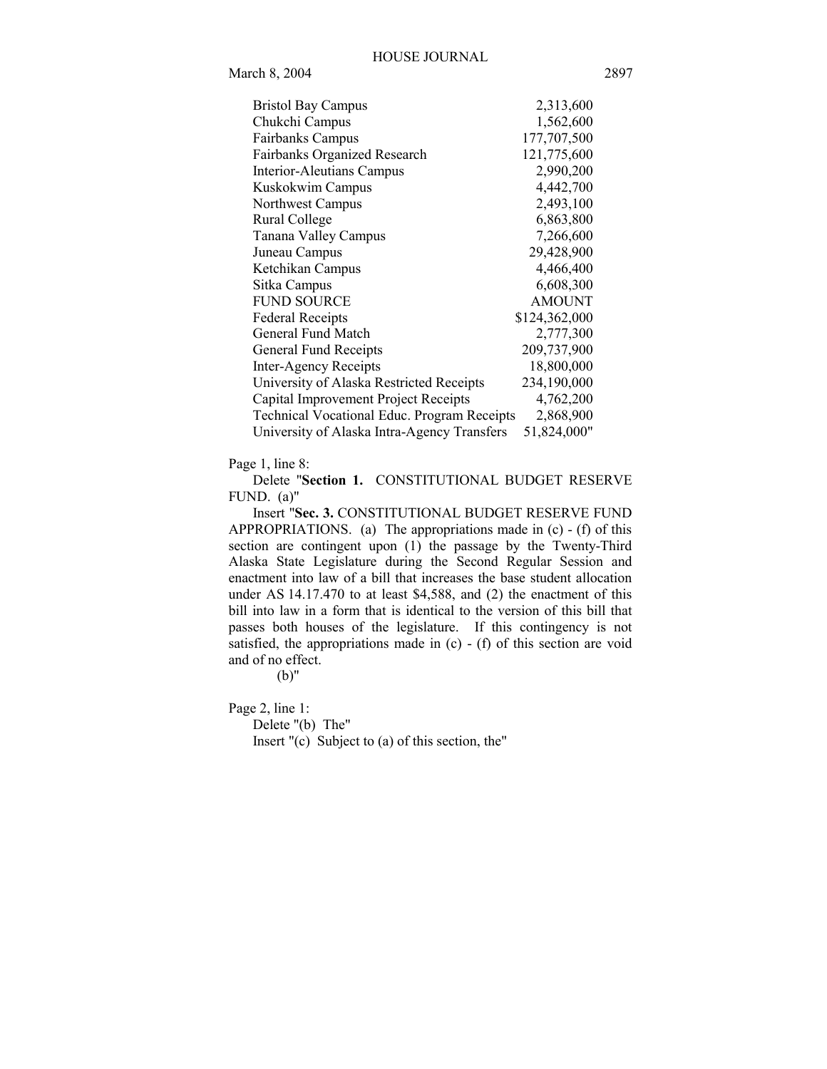| | |
|---|---|
| Bristol Bay Campus | 2,313,600 |
| Chukchi Campus | 1,562,600 |
| Fairbanks Campus | 177,707,500 |
| Fairbanks Organized Research | 121,775,600 |
| Interior-Aleutians Campus | 2,990,200 |
| Kuskokwim Campus | 4,442,700 |
| Northwest Campus | 2,493,100 |
| Rural College | 6,863,800 |
| Tanana Valley Campus | 7,266,600 |
| Juneau Campus | 29,428,900 |
| Ketchikan Campus | 4,466,400 |
| Sitka Campus | 6,608,300 |
| FUND SOURCE | AMOUNT |
| Federal Receipts | $124,362,000 |
| General Fund Match | 2,777,300 |
| General Fund Receipts | 209,737,900 |
| Inter-Agency Receipts | 18,800,000 |
| University of Alaska Restricted Receipts | 234,190,000 |
| Capital Improvement Project Receipts | 4,762,200 |
| Technical Vocational Educ. Program Receipts | 2,868,900 |
| University of Alaska Intra-Agency Transfers | 51,824,000" |

Page 1, line 8:

Delete "**Section 1.** CONSTITUTIONAL BUDGET RESERVE FUND. (a)"

Insert "**Sec. 3.** CONSTITUTIONAL BUDGET RESERVE FUND APPROPRIATIONS. (a) The appropriations made in (c) - (f) of this section are contingent upon (1) the passage by the Twenty-Third Alaska State Legislature during the Second Regular Session and enactment into law of a bill that increases the base student allocation under AS 14.17.470 to at least $4,588, and (2) the enactment of this bill into law in a form that is identical to the version of this bill that passes both houses of the legislature. If this contingency is not satisfied, the appropriations made in (c) - (f) of this section are void and of no effect.

(b)"

Page 2, line 1:

Delete "(b) The"

Insert "(c) Subject to (a) of this section, the"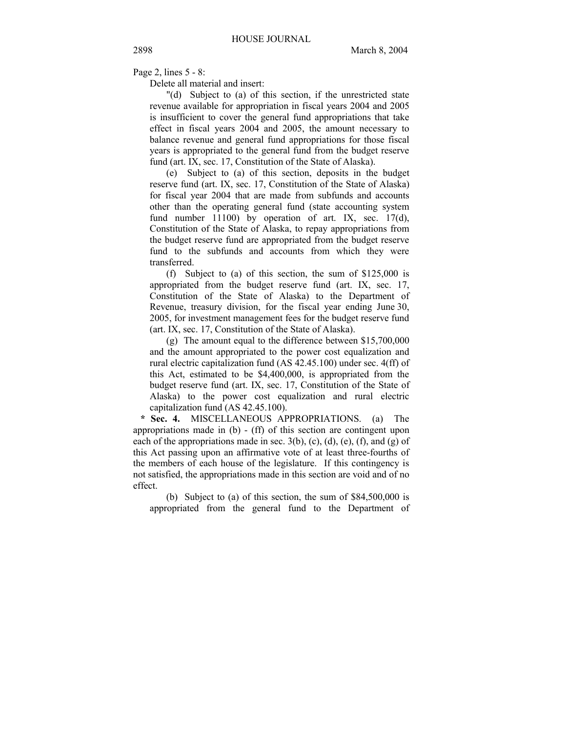Page 2, lines 5 - 8:

Delete all material and insert:

"(d) Subject to (a) of this section, if the unrestricted state revenue available for appropriation in fiscal years 2004 and 2005 is insufficient to cover the general fund appropriations that take effect in fiscal years 2004 and 2005, the amount necessary to balance revenue and general fund appropriations for those fiscal years is appropriated to the general fund from the budget reserve fund (art. IX, sec. 17, Constitution of the State of Alaska).

(e) Subject to (a) of this section, deposits in the budget reserve fund (art. IX, sec. 17, Constitution of the State of Alaska) for fiscal year 2004 that are made from subfunds and accounts other than the operating general fund (state accounting system fund number 11100) by operation of art. IX, sec. 17(d), Constitution of the State of Alaska, to repay appropriations from the budget reserve fund are appropriated from the budget reserve fund to the subfunds and accounts from which they were transferred.

(f) Subject to (a) of this section, the sum of $125,000 is appropriated from the budget reserve fund (art. IX, sec. 17, Constitution of the State of Alaska) to the Department of Revenue, treasury division, for the fiscal year ending June 30, 2005, for investment management fees for the budget reserve fund (art. IX, sec. 17, Constitution of the State of Alaska).

(g) The amount equal to the difference between $15,700,000 and the amount appropriated to the power cost equalization and rural electric capitalization fund (AS 42.45.100) under sec. 4(ff) of this Act, estimated to be $4,400,000, is appropriated from the budget reserve fund (art. IX, sec. 17, Constitution of the State of Alaska) to the power cost equalization and rural electric capitalization fund (AS 42.45.100).

\* **Sec. 4.** MISCELLANEOUS APPROPRIATIONS. (a) The appropriations made in (b) - (ff) of this section are contingent upon each of the appropriations made in sec. 3(b), (c), (d), (e), (f), and (g) of this Act passing upon an affirmative vote of at least three-fourths of the members of each house of the legislature. If this contingency is not satisfied, the appropriations made in this section are void and of no effect.

(b) Subject to (a) of this section, the sum of $84,500,000 is appropriated from the general fund to the Department of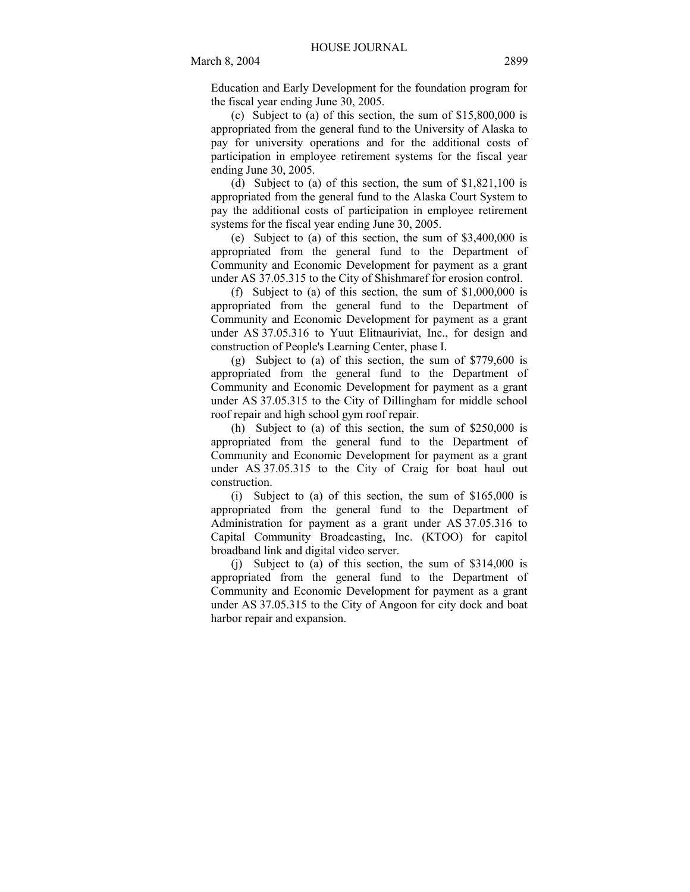Education and Early Development for the foundation program for the fiscal year ending June 30, 2005.

(c) Subject to (a) of this section, the sum of $15,800,000 is appropriated from the general fund to the University of Alaska to pay for university operations and for the additional costs of participation in employee retirement systems for the fiscal year ending June 30, 2005.

(d) Subject to (a) of this section, the sum of $1,821,100 is appropriated from the general fund to the Alaska Court System to pay the additional costs of participation in employee retirement systems for the fiscal year ending June 30, 2005.

(e) Subject to (a) of this section, the sum of $3,400,000 is appropriated from the general fund to the Department of Community and Economic Development for payment as a grant under AS 37.05.315 to the City of Shishmaref for erosion control.

(f) Subject to (a) of this section, the sum of $1,000,000 is appropriated from the general fund to the Department of Community and Economic Development for payment as a grant under AS 37.05.316 to Yuut Elitnauriviat, Inc., for design and construction of People's Learning Center, phase I.

(g) Subject to (a) of this section, the sum of $779,600 is appropriated from the general fund to the Department of Community and Economic Development for payment as a grant under AS 37.05.315 to the City of Dillingham for middle school roof repair and high school gym roof repair.

(h) Subject to (a) of this section, the sum of $250,000 is appropriated from the general fund to the Department of Community and Economic Development for payment as a grant under AS 37.05.315 to the City of Craig for boat haul out construction.

(i) Subject to (a) of this section, the sum of $165,000 is appropriated from the general fund to the Department of Administration for payment as a grant under AS 37.05.316 to Capital Community Broadcasting, Inc. (KTOO) for capitol broadband link and digital video server.

(j) Subject to (a) of this section, the sum of $314,000 is appropriated from the general fund to the Department of Community and Economic Development for payment as a grant under AS 37.05.315 to the City of Angoon for city dock and boat harbor repair and expansion.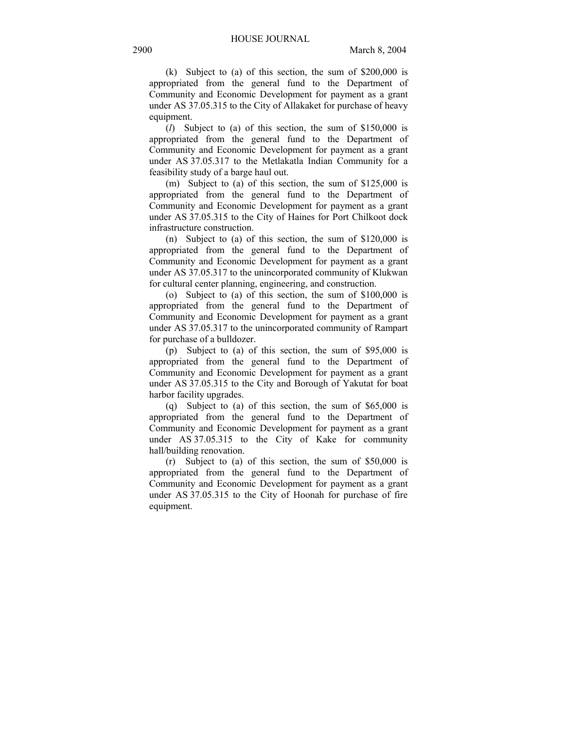(k) Subject to (a) of this section, the sum of $200,000 is appropriated from the general fund to the Department of Community and Economic Development for payment as a grant under AS 37.05.315 to the City of Allakaket for purchase of heavy equipment.

(*l*) Subject to (a) of this section, the sum of $150,000 is appropriated from the general fund to the Department of Community and Economic Development for payment as a grant under AS 37.05.317 to the Metlakatla Indian Community for a feasibility study of a barge haul out.

(m) Subject to (a) of this section, the sum of $125,000 is appropriated from the general fund to the Department of Community and Economic Development for payment as a grant under AS 37.05.315 to the City of Haines for Port Chilkoot dock infrastructure construction.

(n) Subject to (a) of this section, the sum of $120,000 is appropriated from the general fund to the Department of Community and Economic Development for payment as a grant under AS 37.05.317 to the unincorporated community of Klukwan for cultural center planning, engineering, and construction.

(o) Subject to (a) of this section, the sum of $100,000 is appropriated from the general fund to the Department of Community and Economic Development for payment as a grant under AS 37.05.317 to the unincorporated community of Rampart for purchase of a bulldozer.

(p) Subject to (a) of this section, the sum of $95,000 is appropriated from the general fund to the Department of Community and Economic Development for payment as a grant under AS 37.05.315 to the City and Borough of Yakutat for boat harbor facility upgrades.

(q) Subject to (a) of this section, the sum of $65,000 is appropriated from the general fund to the Department of Community and Economic Development for payment as a grant under AS 37.05.315 to the City of Kake for community hall/building renovation.

(r) Subject to (a) of this section, the sum of $50,000 is appropriated from the general fund to the Department of Community and Economic Development for payment as a grant under AS 37.05.315 to the City of Hoonah for purchase of fire equipment.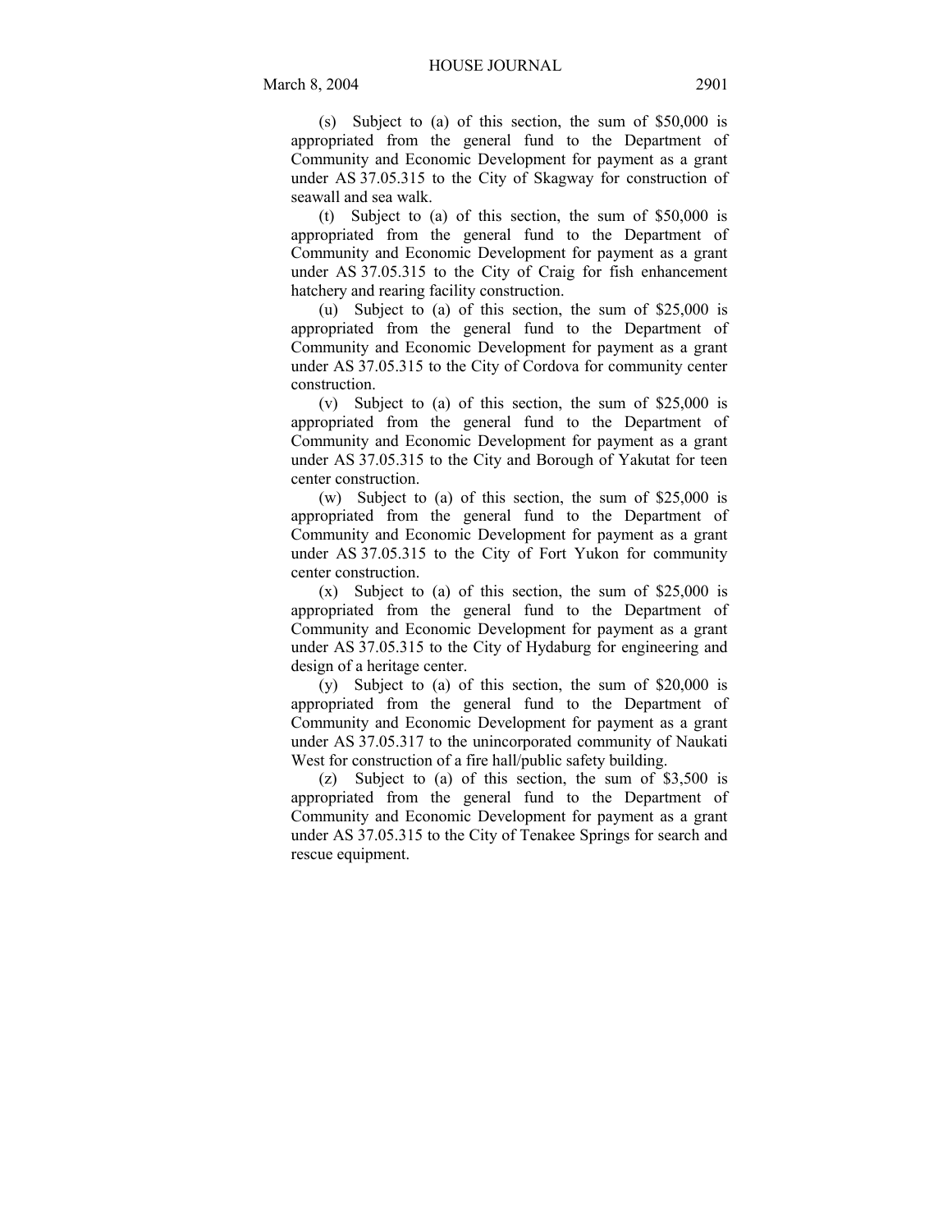(s) Subject to (a) of this section, the sum of $50,000 is appropriated from the general fund to the Department of Community and Economic Development for payment as a grant under AS 37.05.315 to the City of Skagway for construction of seawall and sea walk.

(t) Subject to (a) of this section, the sum of $50,000 is appropriated from the general fund to the Department of Community and Economic Development for payment as a grant under AS 37.05.315 to the City of Craig for fish enhancement hatchery and rearing facility construction.

(u) Subject to (a) of this section, the sum of $25,000 is appropriated from the general fund to the Department of Community and Economic Development for payment as a grant under AS 37.05.315 to the City of Cordova for community center construction.

(v) Subject to (a) of this section, the sum of $25,000 is appropriated from the general fund to the Department of Community and Economic Development for payment as a grant under AS 37.05.315 to the City and Borough of Yakutat for teen center construction.

(w) Subject to (a) of this section, the sum of $25,000 is appropriated from the general fund to the Department of Community and Economic Development for payment as a grant under AS 37.05.315 to the City of Fort Yukon for community center construction.

(x) Subject to (a) of this section, the sum of $25,000 is appropriated from the general fund to the Department of Community and Economic Development for payment as a grant under AS 37.05.315 to the City of Hydaburg for engineering and design of a heritage center.

(y) Subject to (a) of this section, the sum of $20,000 is appropriated from the general fund to the Department of Community and Economic Development for payment as a grant under AS 37.05.317 to the unincorporated community of Naukati West for construction of a fire hall/public safety building.

(z) Subject to (a) of this section, the sum of $3,500 is appropriated from the general fund to the Department of Community and Economic Development for payment as a grant under AS 37.05.315 to the City of Tenakee Springs for search and rescue equipment.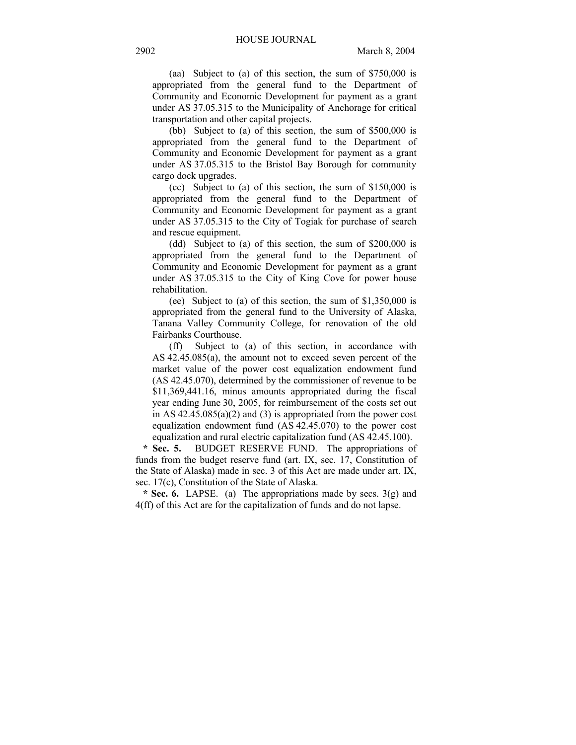(aa) Subject to (a) of this section, the sum of $750,000 is appropriated from the general fund to the Department of Community and Economic Development for payment as a grant under AS 37.05.315 to the Municipality of Anchorage for critical transportation and other capital projects.

(bb) Subject to (a) of this section, the sum of $500,000 is appropriated from the general fund to the Department of Community and Economic Development for payment as a grant under AS 37.05.315 to the Bristol Bay Borough for community cargo dock upgrades.

(cc) Subject to (a) of this section, the sum of $150,000 is appropriated from the general fund to the Department of Community and Economic Development for payment as a grant under AS 37.05.315 to the City of Togiak for purchase of search and rescue equipment.

(dd) Subject to (a) of this section, the sum of $200,000 is appropriated from the general fund to the Department of Community and Economic Development for payment as a grant under AS 37.05.315 to the City of King Cove for power house rehabilitation.

(ee) Subject to (a) of this section, the sum of $1,350,000 is appropriated from the general fund to the University of Alaska, Tanana Valley Community College, for renovation of the old Fairbanks Courthouse.

(ff) Subject to (a) of this section, in accordance with AS 42.45.085(a), the amount not to exceed seven percent of the market value of the power cost equalization endowment fund (AS 42.45.070), determined by the commissioner of revenue to be $11,369,441.16, minus amounts appropriated during the fiscal year ending June 30, 2005, for reimbursement of the costs set out in AS 42.45.085(a)(2) and (3) is appropriated from the power cost equalization endowment fund (AS 42.45.070) to the power cost equalization and rural electric capitalization fund (AS 42.45.100).

**\* Sec. 5.** BUDGET RESERVE FUND. The appropriations of funds from the budget reserve fund (art. IX, sec. 17, Constitution of the State of Alaska) made in sec. 3 of this Act are made under art. IX, sec. 17(c), Constitution of the State of Alaska.

**\* Sec. 6.** LAPSE. (a) The appropriations made by secs. 3(g) and 4(ff) of this Act are for the capitalization of funds and do not lapse.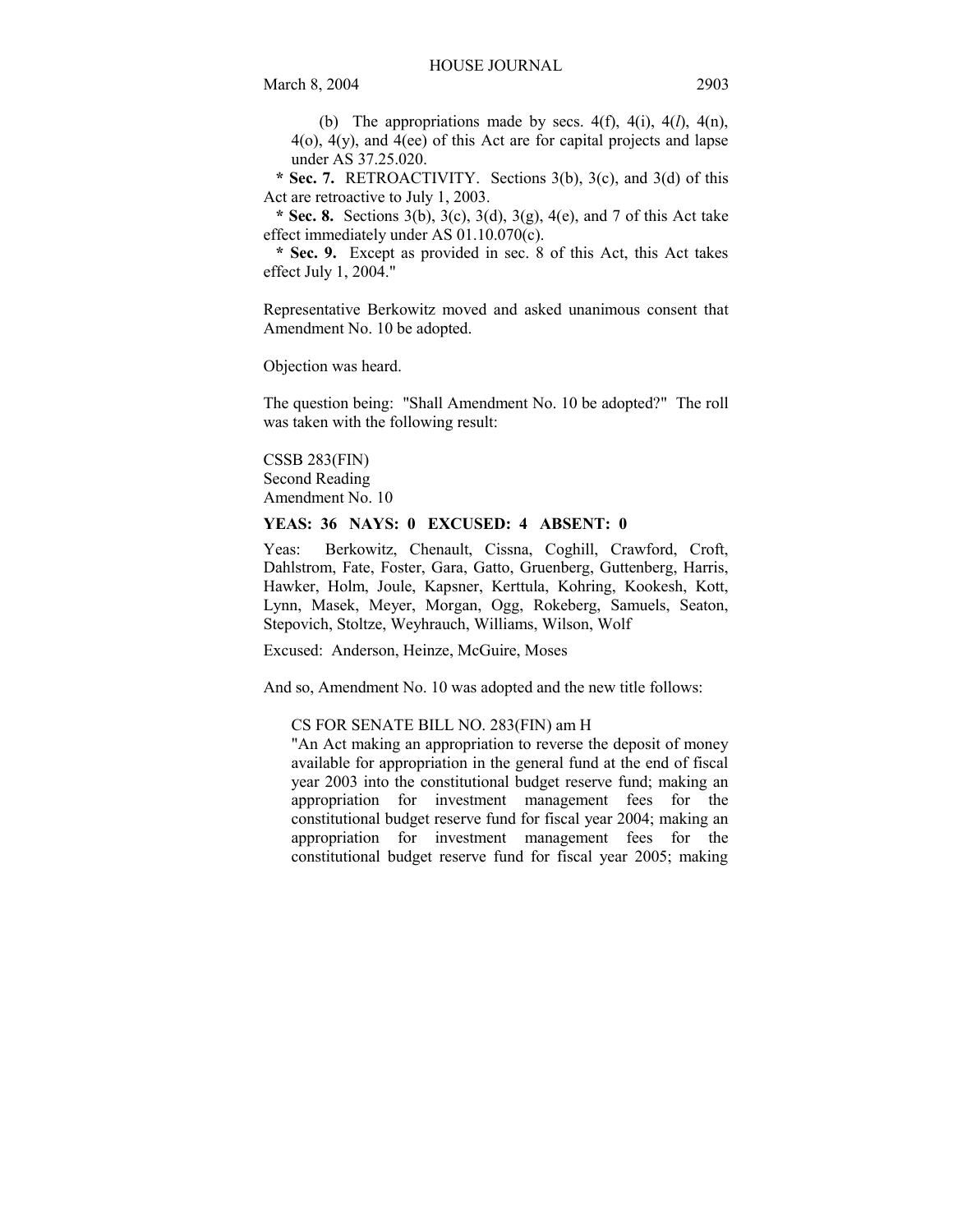(b) The appropriations made by secs. 4(f), 4(i), 4(*l*), 4(n), 4(o), 4(y), and 4(ee) of this Act are for capital projects and lapse under AS 37.25.020.

**\* Sec. 7.** RETROACTIVITY. Sections 3(b), 3(c), and 3(d) of this Act are retroactive to July 1, 2003.

**\* Sec. 8.** Sections 3(b), 3(c), 3(d), 3(g), 4(e), and 7 of this Act take effect immediately under AS 01.10.070(c).

**\* Sec. 9.** Except as provided in sec. 8 of this Act, this Act takes effect July 1, 2004."

Representative Berkowitz moved and asked unanimous consent that Amendment No. 10 be adopted.

Objection was heard.

The question being: "Shall Amendment No. 10 be adopted?" The roll was taken with the following result:

CSSB 283(FIN)
Second Reading
Amendment No. 10

**YEAS: 36 NAYS: 0 EXCUSED: 4 ABSENT: 0**

Yeas: Berkowitz, Chenault, Cissna, Coghill, Crawford, Croft, Dahlstrom, Fate, Foster, Gara, Gatto, Gruenberg, Guttenberg, Harris, Hawker, Holm, Joule, Kapsner, Kerttula, Kohring, Kookesh, Kott, Lynn, Masek, Meyer, Morgan, Ogg, Rokeberg, Samuels, Seaton, Stepovich, Stoltze, Weyhrauch, Williams, Wilson, Wolf

Excused: Anderson, Heinze, McGuire, Moses

And so, Amendment No. 10 was adopted and the new title follows:

CS FOR SENATE BILL NO. 283(FIN) am H
"An Act making an appropriation to reverse the deposit of money available for appropriation in the general fund at the end of fiscal year 2003 into the constitutional budget reserve fund; making an appropriation for investment management fees for the constitutional budget reserve fund for fiscal year 2004; making an appropriation for investment management fees for the constitutional budget reserve fund for fiscal year 2005; making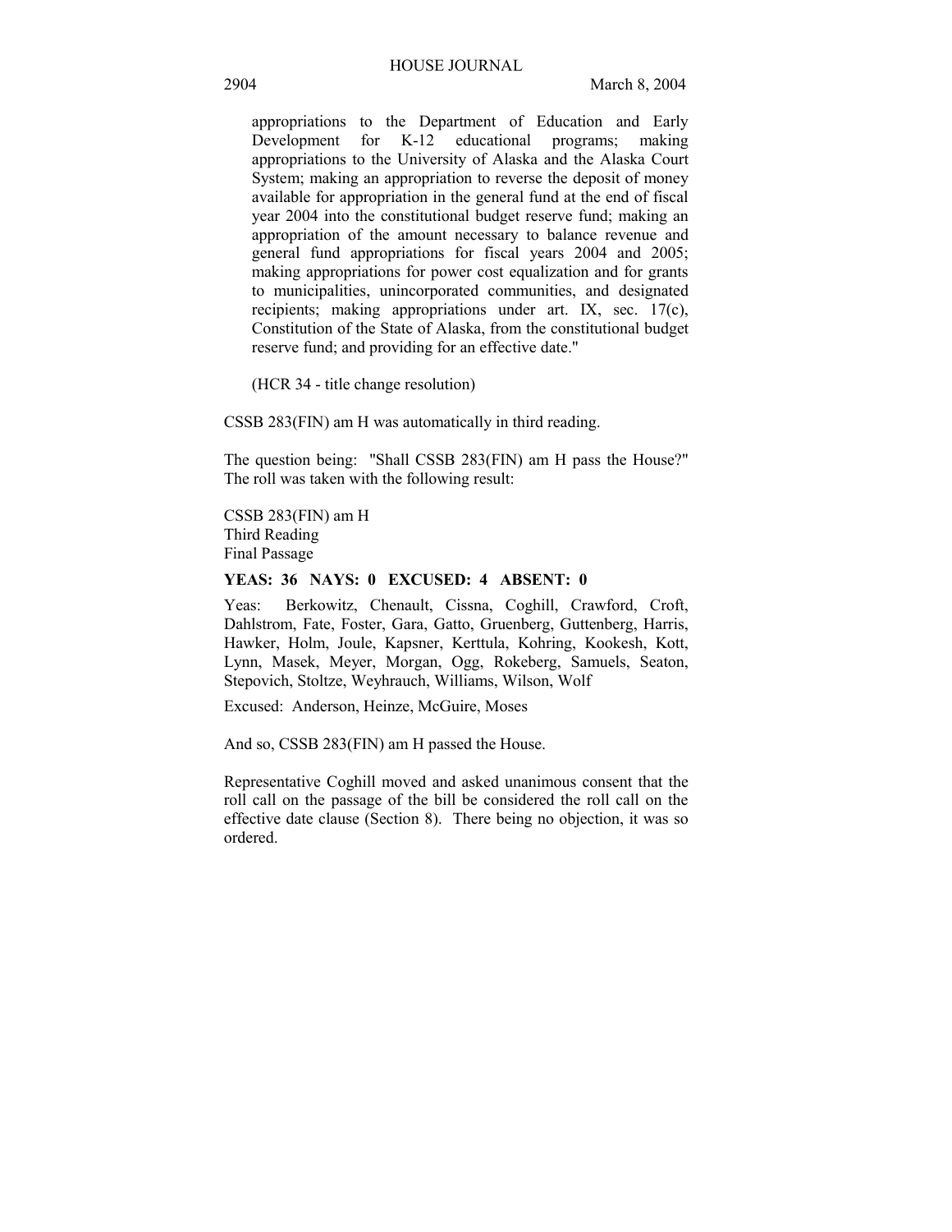appropriations to the Department of Education and Early Development for K-12 educational programs; making appropriations to the University of Alaska and the Alaska Court System; making an appropriation to reverse the deposit of money available for appropriation in the general fund at the end of fiscal year 2004 into the constitutional budget reserve fund; making an appropriation of the amount necessary to balance revenue and general fund appropriations for fiscal years 2004 and 2005; making appropriations for power cost equalization and for grants to municipalities, unincorporated communities, and designated recipients; making appropriations under art. IX, sec. 17(c), Constitution of the State of Alaska, from the constitutional budget reserve fund; and providing for an effective date."

(HCR 34 - title change resolution)

CSSB 283(FIN) am H was automatically in third reading.

The question being: "Shall CSSB 283(FIN) am H pass the House?" The roll was taken with the following result:

CSSB 283(FIN) am H
Third Reading
Final Passage

**YEAS: 36 NAYS: 0 EXCUSED: 4 ABSENT: 0**

Yeas: Berkowitz, Chenault, Cissna, Coghill, Crawford, Croft, Dahlstrom, Fate, Foster, Gara, Gatto, Gruenberg, Guttenberg, Harris, Hawker, Holm, Joule, Kapsner, Kerttula, Kohring, Kookesh, Kott, Lynn, Masek, Meyer, Morgan, Ogg, Rokeberg, Samuels, Seaton, Stepovich, Stoltze, Weyhrauch, Williams, Wilson, Wolf

Excused: Anderson, Heinze, McGuire, Moses

And so, CSSB 283(FIN) am H passed the House.

Representative Coghill moved and asked unanimous consent that the roll call on the passage of the bill be considered the roll call on the effective date clause (Section 8). There being no objection, it was so ordered.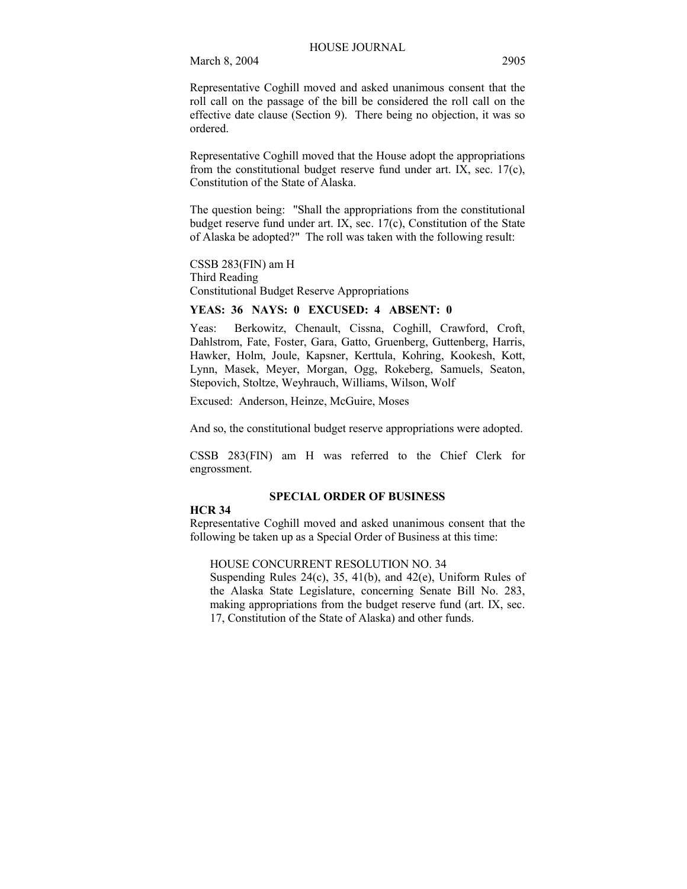Representative Coghill moved and asked unanimous consent that the roll call on the passage of the bill be considered the roll call on the effective date clause (Section 9). There being no objection, it was so ordered.

Representative Coghill moved that the House adopt the appropriations from the constitutional budget reserve fund under art. IX, sec. 17(c), Constitution of the State of Alaska.

The question being: "Shall the appropriations from the constitutional budget reserve fund under art. IX, sec. 17(c), Constitution of the State of Alaska be adopted?" The roll was taken with the following result:

CSSB 283(FIN) am H
Third Reading
Constitutional Budget Reserve Appropriations

**YEAS: 36 NAYS: 0 EXCUSED: 4 ABSENT: 0**

Yeas: Berkowitz, Chenault, Cissna, Coghill, Crawford, Croft, Dahlstrom, Fate, Foster, Gara, Gatto, Gruenberg, Guttenberg, Harris, Hawker, Holm, Joule, Kapsner, Kerttula, Kohring, Kookesh, Kott, Lynn, Masek, Meyer, Morgan, Ogg, Rokeberg, Samuels, Seaton, Stepovich, Stoltze, Weyhrauch, Williams, Wilson, Wolf

Excused: Anderson, Heinze, McGuire, Moses

And so, the constitutional budget reserve appropriations were adopted.

CSSB 283(FIN) am H was referred to the Chief Clerk for engrossment.

## SPECIAL ORDER OF BUSINESS

**HCR 34**

Representative Coghill moved and asked unanimous consent that the following be taken up as a Special Order of Business at this time:

HOUSE CONCURRENT RESOLUTION NO. 34
Suspending Rules 24(c), 35, 41(b), and 42(e), Uniform Rules of the Alaska State Legislature, concerning Senate Bill No. 283, making appropriations from the budget reserve fund (art. IX, sec. 17, Constitution of the State of Alaska) and other funds.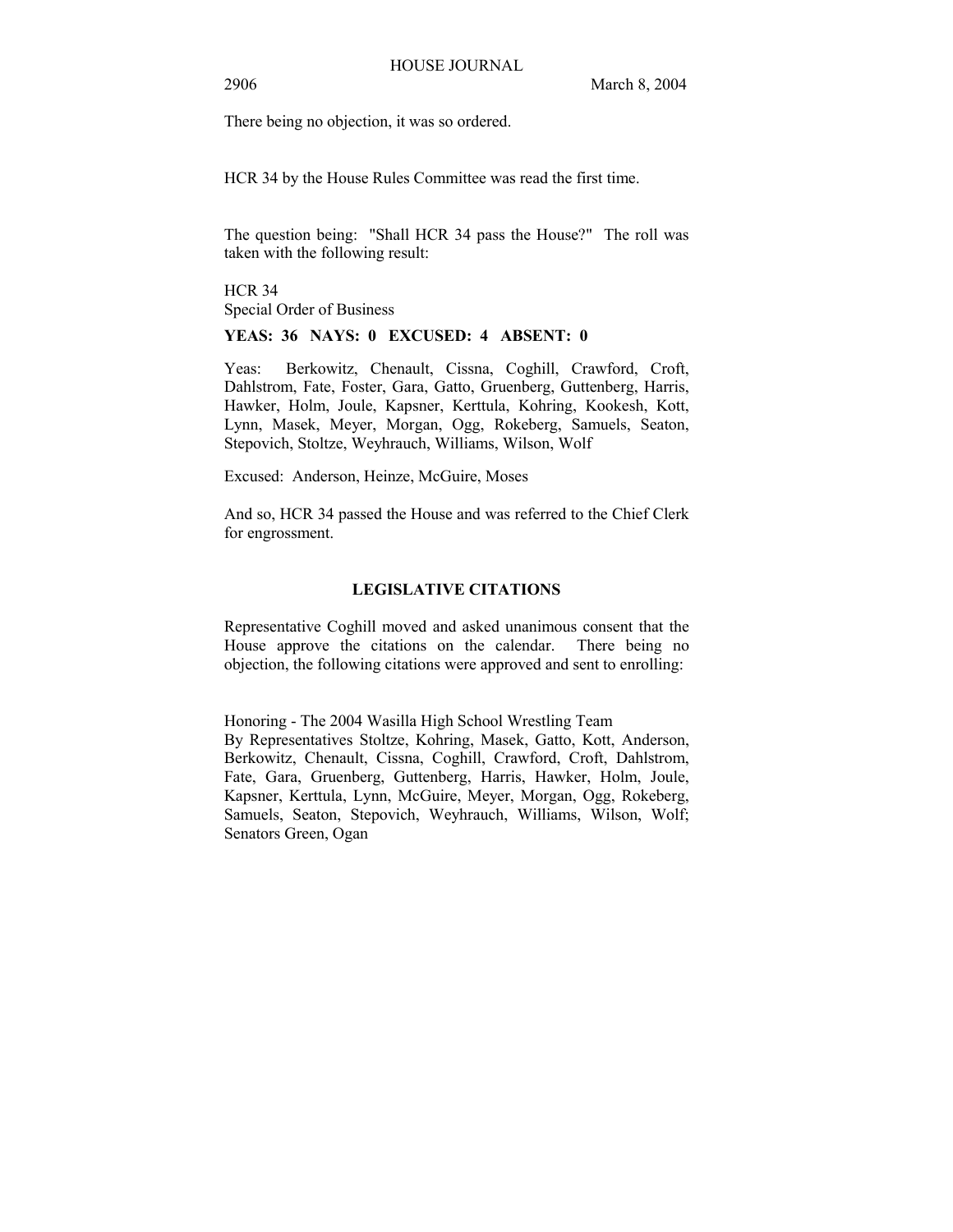There being no objection, it was so ordered.

HCR 34 by the House Rules Committee was read the first time.

The question being: "Shall HCR 34 pass the House?" The roll was taken with the following result:

HCR 34
Special Order of Business

**YEAS: 36 NAYS: 0 EXCUSED: 4 ABSENT: 0**

Yeas: Berkowitz, Chenault, Cissna, Coghill, Crawford, Croft, Dahlstrom, Fate, Foster, Gara, Gatto, Gruenberg, Guttenberg, Harris, Hawker, Holm, Joule, Kapsner, Kerttula, Kohring, Kookesh, Kott, Lynn, Masek, Meyer, Morgan, Ogg, Rokeberg, Samuels, Seaton, Stepovich, Stoltze, Weyhrauch, Williams, Wilson, Wolf

Excused: Anderson, Heinze, McGuire, Moses

And so, HCR 34 passed the House and was referred to the Chief Clerk for engrossment.

## LEGISLATIVE CITATIONS

Representative Coghill moved and asked unanimous consent that the House approve the citations on the calendar. There being no objection, the following citations were approved and sent to enrolling:

Honoring - The 2004 Wasilla High School Wrestling Team
By Representatives Stoltze, Kohring, Masek, Gatto, Kott, Anderson, Berkowitz, Chenault, Cissna, Coghill, Crawford, Croft, Dahlstrom, Fate, Gara, Gruenberg, Guttenberg, Harris, Hawker, Holm, Joule, Kapsner, Kerttula, Lynn, McGuire, Meyer, Morgan, Ogg, Rokeberg, Samuels, Seaton, Stepovich, Weyhrauch, Williams, Wilson, Wolf; Senators Green, Ogan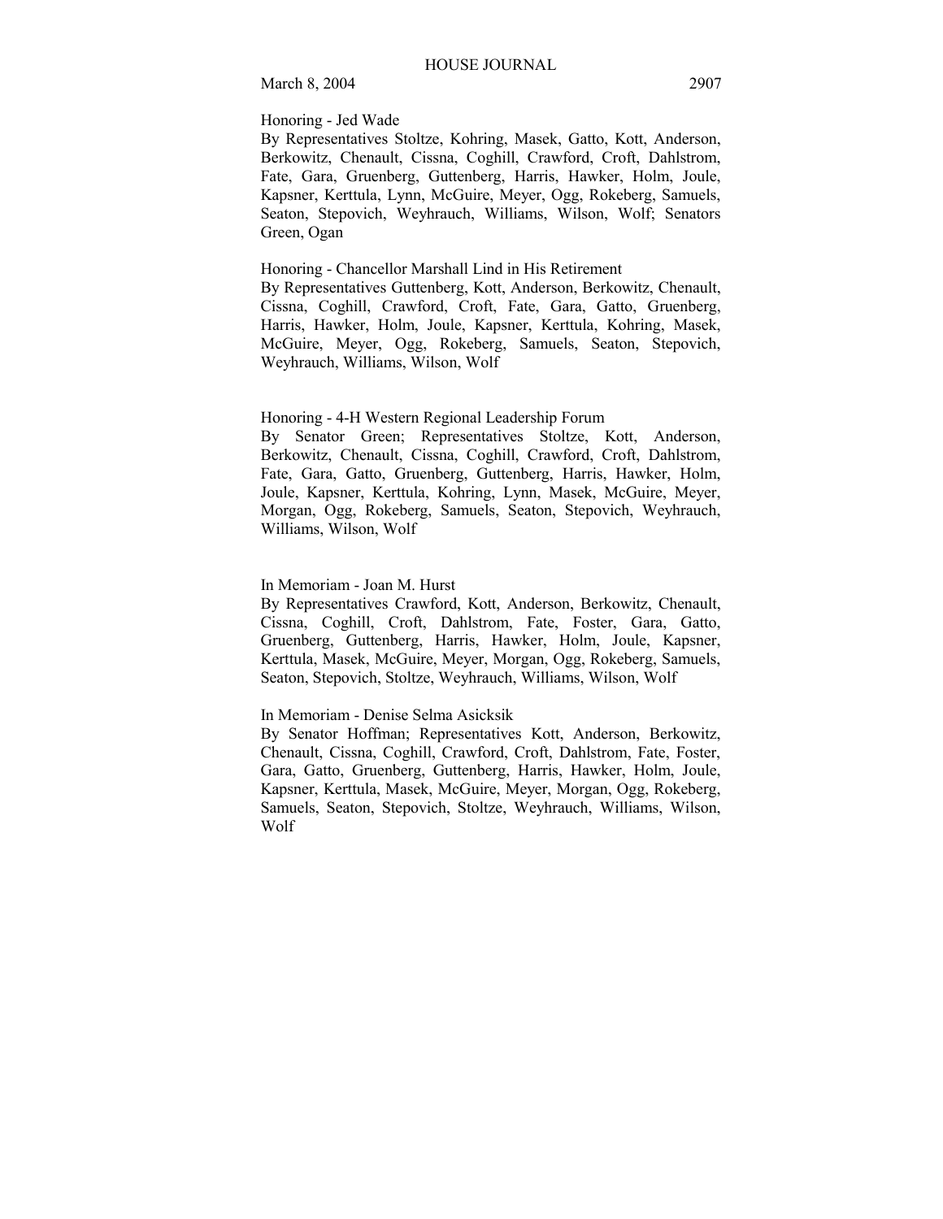Honoring - Jed Wade

By Representatives Stoltze, Kohring, Masek, Gatto, Kott, Anderson, Berkowitz, Chenault, Cissna, Coghill, Crawford, Croft, Dahlstrom, Fate, Gara, Gruenberg, Guttenberg, Harris, Hawker, Holm, Joule, Kapsner, Kerttula, Lynn, McGuire, Meyer, Ogg, Rokeberg, Samuels, Seaton, Stepovich, Weyhrauch, Williams, Wilson, Wolf; Senators Green, Ogan

Honoring - Chancellor Marshall Lind in His Retirement

By Representatives Guttenberg, Kott, Anderson, Berkowitz, Chenault, Cissna, Coghill, Crawford, Croft, Fate, Gara, Gatto, Gruenberg, Harris, Hawker, Holm, Joule, Kapsner, Kerttula, Kohring, Masek, McGuire, Meyer, Ogg, Rokeberg, Samuels, Seaton, Stepovich, Weyhrauch, Williams, Wilson, Wolf

Honoring - 4-H Western Regional Leadership Forum

By Senator Green; Representatives Stoltze, Kott, Anderson, Berkowitz, Chenault, Cissna, Coghill, Crawford, Croft, Dahlstrom, Fate, Gara, Gatto, Gruenberg, Guttenberg, Harris, Hawker, Holm, Joule, Kapsner, Kerttula, Kohring, Lynn, Masek, McGuire, Meyer, Morgan, Ogg, Rokeberg, Samuels, Seaton, Stepovich, Weyhrauch, Williams, Wilson, Wolf

In Memoriam - Joan M. Hurst

By Representatives Crawford, Kott, Anderson, Berkowitz, Chenault, Cissna, Coghill, Croft, Dahlstrom, Fate, Foster, Gara, Gatto, Gruenberg, Guttenberg, Harris, Hawker, Holm, Joule, Kapsner, Kerttula, Masek, McGuire, Meyer, Morgan, Ogg, Rokeberg, Samuels, Seaton, Stepovich, Stoltze, Weyhrauch, Williams, Wilson, Wolf

In Memoriam - Denise Selma Asicksik

By Senator Hoffman; Representatives Kott, Anderson, Berkowitz, Chenault, Cissna, Coghill, Crawford, Croft, Dahlstrom, Fate, Foster, Gara, Gatto, Gruenberg, Guttenberg, Harris, Hawker, Holm, Joule, Kapsner, Kerttula, Masek, McGuire, Meyer, Morgan, Ogg, Rokeberg, Samuels, Seaton, Stepovich, Stoltze, Weyhrauch, Williams, Wilson, Wolf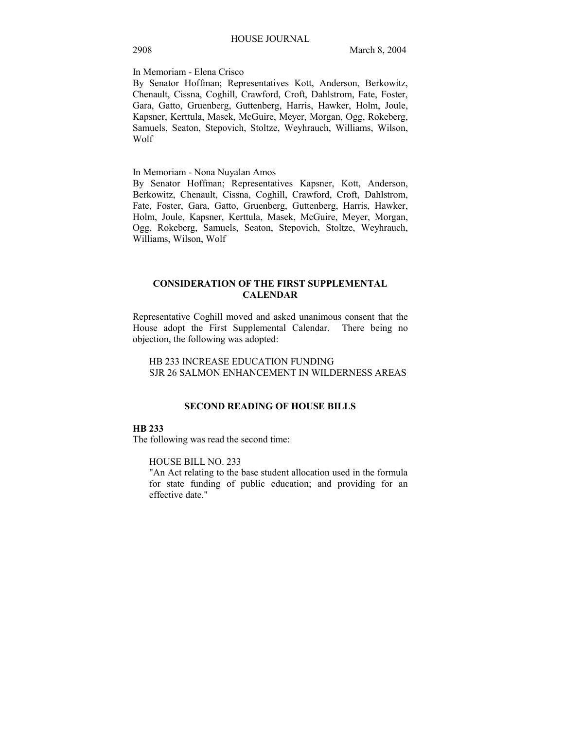In Memoriam - Elena Crisco

By Senator Hoffman; Representatives Kott, Anderson, Berkowitz, Chenault, Cissna, Coghill, Crawford, Croft, Dahlstrom, Fate, Foster, Gara, Gatto, Gruenberg, Guttenberg, Harris, Hawker, Holm, Joule, Kapsner, Kerttula, Masek, McGuire, Meyer, Morgan, Ogg, Rokeberg, Samuels, Seaton, Stepovich, Stoltze, Weyhrauch, Williams, Wilson, Wolf

In Memoriam - Nona Nuyalan Amos

By Senator Hoffman; Representatives Kapsner, Kott, Anderson, Berkowitz, Chenault, Cissna, Coghill, Crawford, Croft, Dahlstrom, Fate, Foster, Gara, Gatto, Gruenberg, Guttenberg, Harris, Hawker, Holm, Joule, Kapsner, Kerttula, Masek, McGuire, Meyer, Morgan, Ogg, Rokeberg, Samuels, Seaton, Stepovich, Stoltze, Weyhrauch, Williams, Wilson, Wolf

## CONSIDERATION OF THE FIRST SUPPLEMENTAL CALENDAR

Representative Coghill moved and asked unanimous consent that the House adopt the First Supplemental Calendar. There being no objection, the following was adopted:

HB 233 INCREASE EDUCATION FUNDING
SJR 26 SALMON ENHANCEMENT IN WILDERNESS AREAS

## SECOND READING OF HOUSE BILLS

**HB 233**

The following was read the second time:

HOUSE BILL NO. 233
"An Act relating to the base student allocation used in the formula for state funding of public education; and providing for an effective date."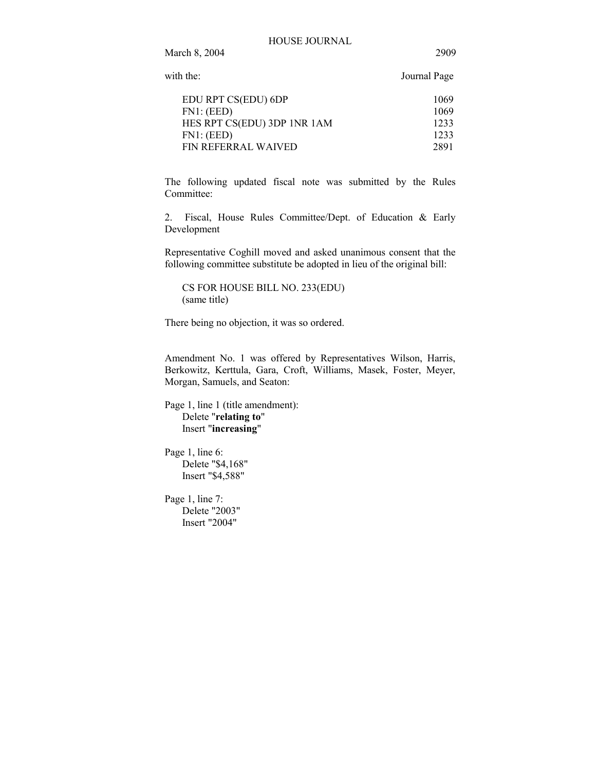with the: Journal Page

| | |
|---|---|
| EDU RPT CS(EDU) 6DP | 1069 |
| FN1: (EED) | 1069 |
| HES RPT CS(EDU) 3DP 1NR 1AM | 1233 |
| FN1: (EED) | 1233 |
| FIN REFERRAL WAIVED | 2891 |

The following updated fiscal note was submitted by the Rules Committee:

2. Fiscal, House Rules Committee/Dept. of Education & Early Development

Representative Coghill moved and asked unanimous consent that the following committee substitute be adopted in lieu of the original bill:

CS FOR HOUSE BILL NO. 233(EDU)
(same title)

There being no objection, it was so ordered.

Amendment No. 1 was offered by Representatives Wilson, Harris, Berkowitz, Kerttula, Gara, Croft, Williams, Masek, Foster, Meyer, Morgan, Samuels, and Seaton:

Page 1, line 1 (title amendment):
Delete "**relating to**"
Insert "**increasing**"

Page 1, line 6:
Delete "$4,168"
Insert "$4,588"

Page 1, line 7:
Delete "2003"
Insert "2004"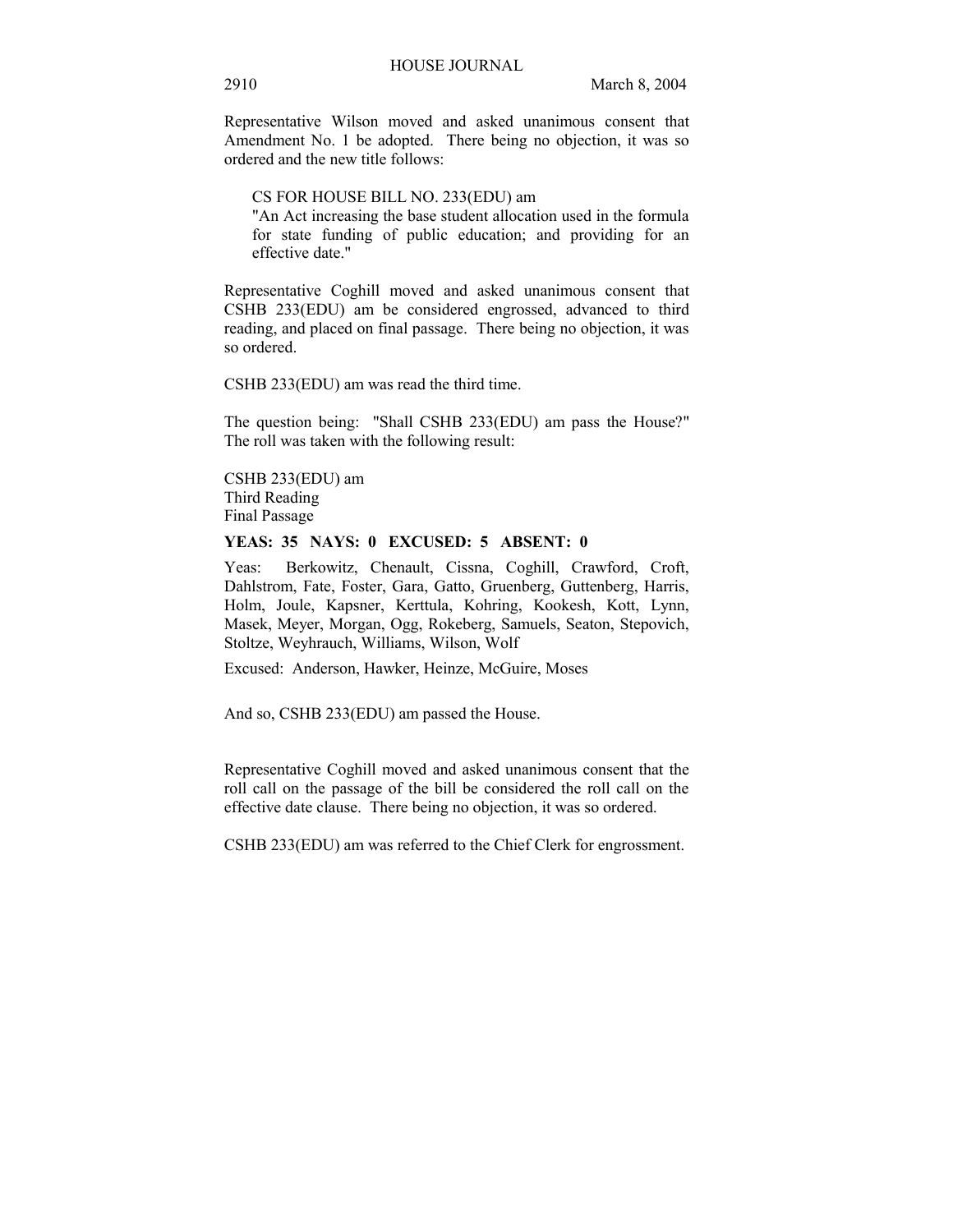Representative Wilson moved and asked unanimous consent that Amendment No. 1 be adopted. There being no objection, it was so ordered and the new title follows:

> CS FOR HOUSE BILL NO. 233(EDU) am
> "An Act increasing the base student allocation used in the formula for state funding of public education; and providing for an effective date."

Representative Coghill moved and asked unanimous consent that CSHB 233(EDU) am be considered engrossed, advanced to third reading, and placed on final passage. There being no objection, it was so ordered.

CSHB 233(EDU) am was read the third time.

The question being: "Shall CSHB 233(EDU) am pass the House?" The roll was taken with the following result:

CSHB 233(EDU) am
Third Reading
Final Passage

**YEAS: 35 NAYS: 0 EXCUSED: 5 ABSENT: 0**

Yeas: Berkowitz, Chenault, Cissna, Coghill, Crawford, Croft, Dahlstrom, Fate, Foster, Gara, Gatto, Gruenberg, Guttenberg, Harris, Holm, Joule, Kapsner, Kerttula, Kohring, Kookesh, Kott, Lynn, Masek, Meyer, Morgan, Ogg, Rokeberg, Samuels, Seaton, Stepovich, Stoltze, Weyhrauch, Williams, Wilson, Wolf

Excused: Anderson, Hawker, Heinze, McGuire, Moses

And so, CSHB 233(EDU) am passed the House.

Representative Coghill moved and asked unanimous consent that the roll call on the passage of the bill be considered the roll call on the effective date clause. There being no objection, it was so ordered.

CSHB 233(EDU) am was referred to the Chief Clerk for engrossment.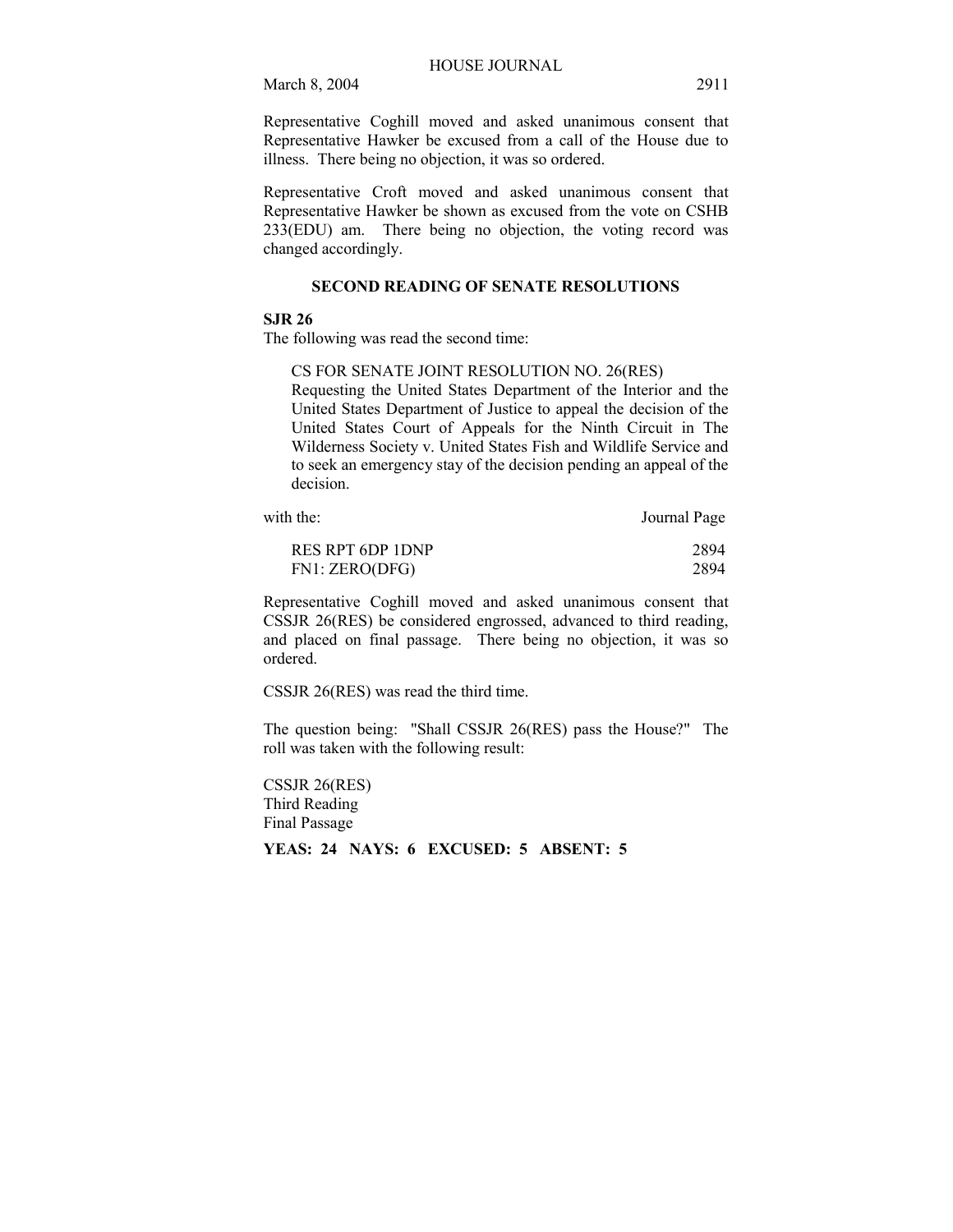Representative Coghill moved and asked unanimous consent that Representative Hawker be excused from a call of the House due to illness. There being no objection, it was so ordered.

Representative Croft moved and asked unanimous consent that Representative Hawker be shown as excused from the vote on CSHB 233(EDU) am. There being no objection, the voting record was changed accordingly.

## SECOND READING OF SENATE RESOLUTIONS

**SJR 26**

The following was read the second time:

> CS FOR SENATE JOINT RESOLUTION NO. 26(RES)
> Requesting the United States Department of the Interior and the United States Department of Justice to appeal the decision of the United States Court of Appeals for the Ninth Circuit in The Wilderness Society v. United States Fish and Wildlife Service and to seek an emergency stay of the decision pending an appeal of the decision.

| with the: | Journal Page |
|---|---|
| RES RPT 6DP 1DNP | 2894 |
| FN1: ZERO(DFG) | 2894 |

Representative Coghill moved and asked unanimous consent that CSSJR 26(RES) be considered engrossed, advanced to third reading, and placed on final passage. There being no objection, it was so ordered.

CSSJR 26(RES) was read the third time.

The question being: "Shall CSSJR 26(RES) pass the House?" The roll was taken with the following result:

CSSJR 26(RES)
Third Reading
Final Passage

**YEAS: 24 NAYS: 6 EXCUSED: 5 ABSENT: 5**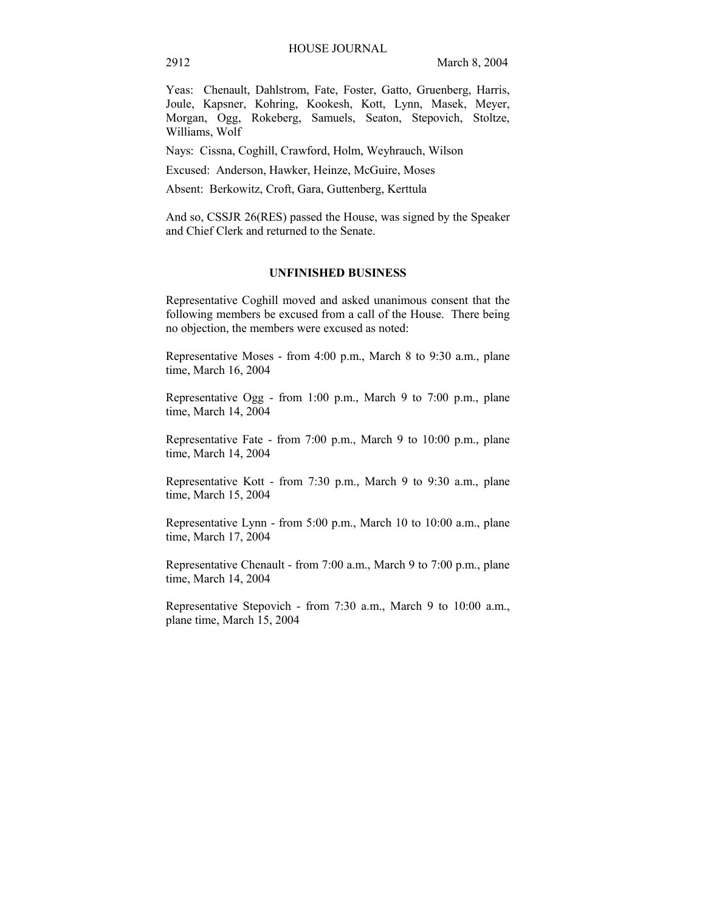Yeas: Chenault, Dahlstrom, Fate, Foster, Gatto, Gruenberg, Harris, Joule, Kapsner, Kohring, Kookesh, Kott, Lynn, Masek, Meyer, Morgan, Ogg, Rokeberg, Samuels, Seaton, Stepovich, Stoltze, Williams, Wolf

Nays: Cissna, Coghill, Crawford, Holm, Weyhrauch, Wilson

Excused: Anderson, Hawker, Heinze, McGuire, Moses

Absent: Berkowitz, Croft, Gara, Guttenberg, Kerttula

And so, CSSJR 26(RES) passed the House, was signed by the Speaker and Chief Clerk and returned to the Senate.

## UNFINISHED BUSINESS

Representative Coghill moved and asked unanimous consent that the following members be excused from a call of the House. There being no objection, the members were excused as noted:

Representative Moses - from 4:00 p.m., March 8 to 9:30 a.m., plane time, March 16, 2004

Representative Ogg - from 1:00 p.m., March 9 to 7:00 p.m., plane time, March 14, 2004

Representative Fate - from 7:00 p.m., March 9 to 10:00 p.m., plane time, March 14, 2004

Representative Kott - from 7:30 p.m., March 9 to 9:30 a.m., plane time, March 15, 2004

Representative Lynn - from 5:00 p.m., March 10 to 10:00 a.m., plane time, March 17, 2004

Representative Chenault - from 7:00 a.m., March 9 to 7:00 p.m., plane time, March 14, 2004

Representative Stepovich - from 7:30 a.m., March 9 to 10:00 a.m., plane time, March 15, 2004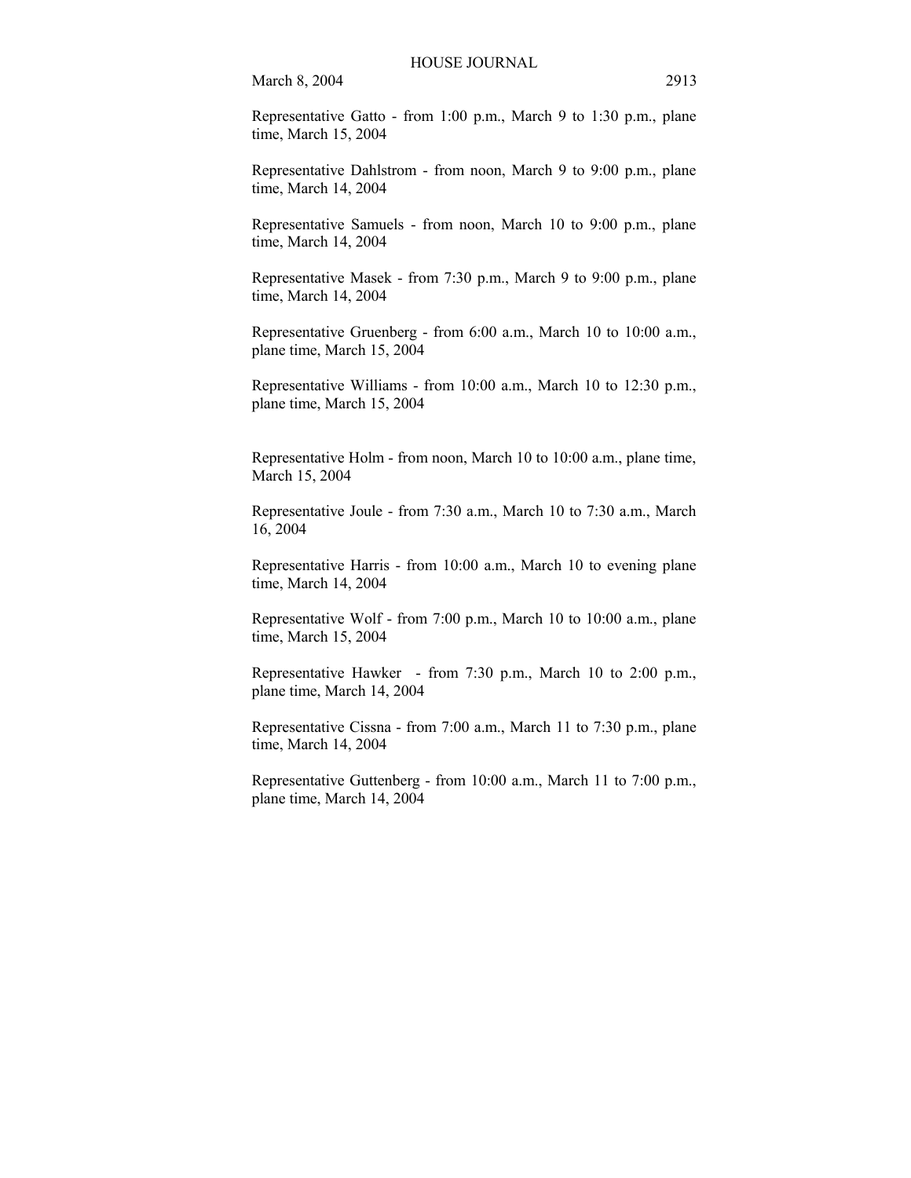Representative Gatto - from 1:00 p.m., March 9 to 1:30 p.m., plane time, March 15, 2004

Representative Dahlstrom - from noon, March 9 to 9:00 p.m., plane time, March 14, 2004

Representative Samuels - from noon, March 10 to 9:00 p.m., plane time, March 14, 2004

Representative Masek - from 7:30 p.m., March 9 to 9:00 p.m., plane time, March 14, 2004

Representative Gruenberg - from 6:00 a.m., March 10 to 10:00 a.m., plane time, March 15, 2004

Representative Williams - from 10:00 a.m., March 10 to 12:30 p.m., plane time, March 15, 2004

Representative Holm - from noon, March 10 to 10:00 a.m., plane time, March 15, 2004

Representative Joule - from 7:30 a.m., March 10 to 7:30 a.m., March 16, 2004

Representative Harris - from 10:00 a.m., March 10 to evening plane time, March 14, 2004

Representative Wolf - from 7:00 p.m., March 10 to 10:00 a.m., plane time, March 15, 2004

Representative Hawker - from 7:30 p.m., March 10 to 2:00 p.m., plane time, March 14, 2004

Representative Cissna - from 7:00 a.m., March 11 to 7:30 p.m., plane time, March 14, 2004

Representative Guttenberg - from 10:00 a.m., March 11 to 7:00 p.m., plane time, March 14, 2004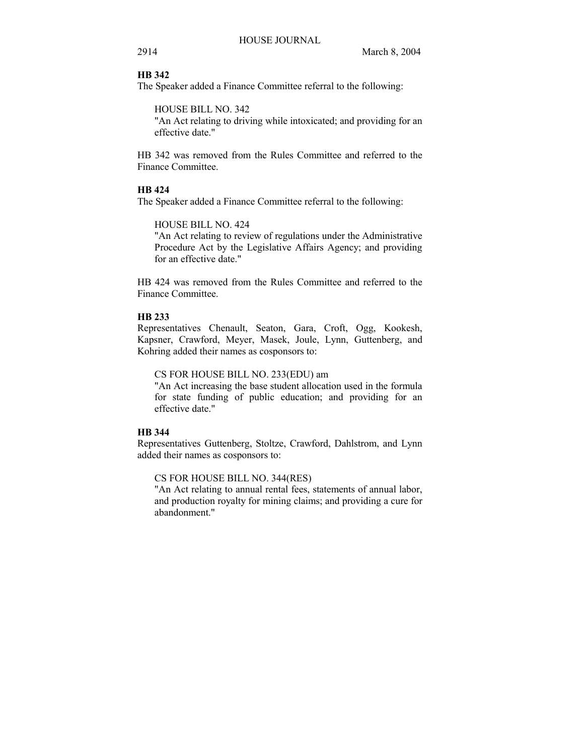**HB 342**

The Speaker added a Finance Committee referral to the following:

HOUSE BILL NO. 342
"An Act relating to driving while intoxicated; and providing for an effective date."

HB 342 was removed from the Rules Committee and referred to the Finance Committee.

**HB 424**

The Speaker added a Finance Committee referral to the following:

HOUSE BILL NO. 424
"An Act relating to review of regulations under the Administrative Procedure Act by the Legislative Affairs Agency; and providing for an effective date."

HB 424 was removed from the Rules Committee and referred to the Finance Committee.

**HB 233**

Representatives Chenault, Seaton, Gara, Croft, Ogg, Kookesh, Kapsner, Crawford, Meyer, Masek, Joule, Lynn, Guttenberg, and Kohring added their names as cosponsors to:

CS FOR HOUSE BILL NO. 233(EDU) am
"An Act increasing the base student allocation used in the formula for state funding of public education; and providing for an effective date."

**HB 344**

Representatives Guttenberg, Stoltze, Crawford, Dahlstrom, and Lynn added their names as cosponsors to:

CS FOR HOUSE BILL NO. 344(RES)
"An Act relating to annual rental fees, statements of annual labor, and production royalty for mining claims; and providing a cure for abandonment."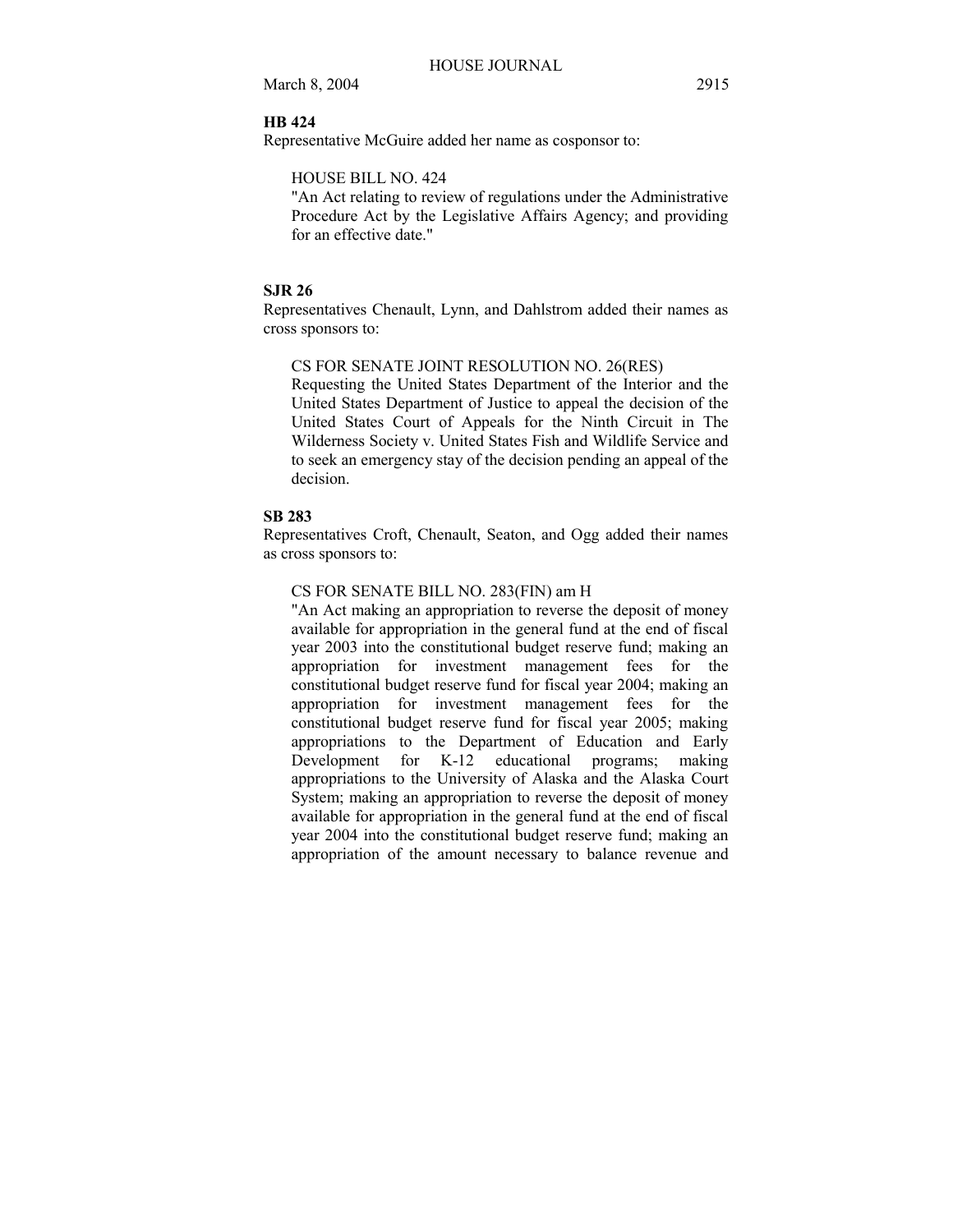**HB 424**

Representative McGuire added her name as cosponsor to:

HOUSE BILL NO. 424

"An Act relating to review of regulations under the Administrative Procedure Act by the Legislative Affairs Agency; and providing for an effective date."

**SJR 26**

Representatives Chenault, Lynn, and Dahlstrom added their names as cross sponsors to:

CS FOR SENATE JOINT RESOLUTION NO. 26(RES)

Requesting the United States Department of the Interior and the United States Department of Justice to appeal the decision of the United States Court of Appeals for the Ninth Circuit in The Wilderness Society v. United States Fish and Wildlife Service and to seek an emergency stay of the decision pending an appeal of the decision.

**SB 283**

Representatives Croft, Chenault, Seaton, and Ogg added their names as cross sponsors to:

CS FOR SENATE BILL NO. 283(FIN) am H

"An Act making an appropriation to reverse the deposit of money available for appropriation in the general fund at the end of fiscal year 2003 into the constitutional budget reserve fund; making an appropriation for investment management fees for the constitutional budget reserve fund for fiscal year 2004; making an appropriation for investment management fees for the constitutional budget reserve fund for fiscal year 2005; making appropriations to the Department of Education and Early Development for K-12 educational programs; making appropriations to the University of Alaska and the Alaska Court System; making an appropriation to reverse the deposit of money available for appropriation in the general fund at the end of fiscal year 2004 into the constitutional budget reserve fund; making an appropriation of the amount necessary to balance revenue and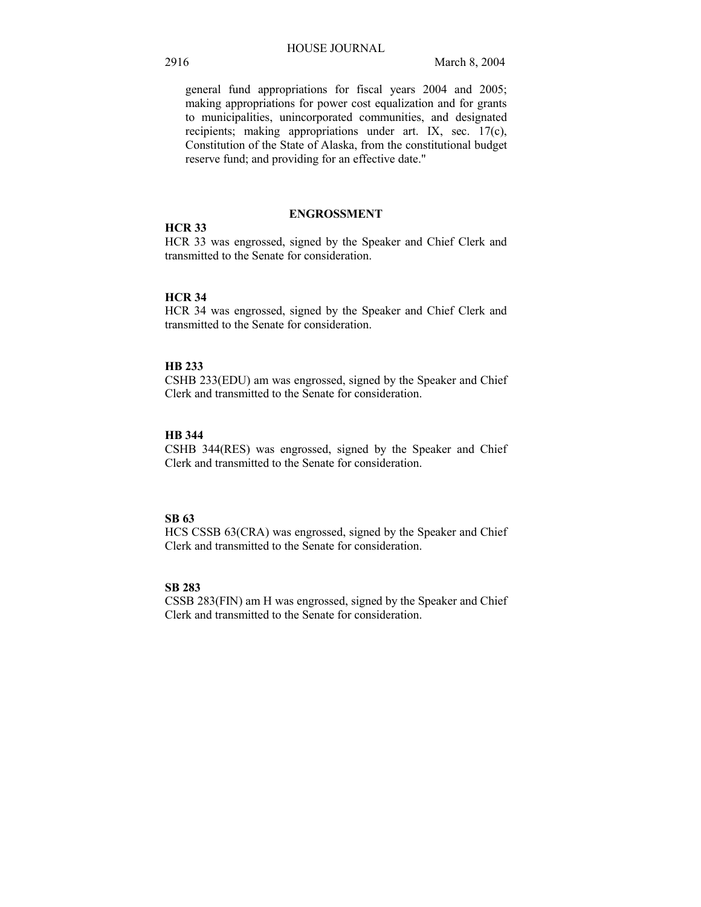general fund appropriations for fiscal years 2004 and 2005; making appropriations for power cost equalization and for grants to municipalities, unincorporated communities, and designated recipients; making appropriations under art. IX, sec. 17(c), Constitution of the State of Alaska, from the constitutional budget reserve fund; and providing for an effective date."

**ENGROSSMENT**

**HCR 33**

HCR 33 was engrossed, signed by the Speaker and Chief Clerk and transmitted to the Senate for consideration.

**HCR 34**

HCR 34 was engrossed, signed by the Speaker and Chief Clerk and transmitted to the Senate for consideration.

**HB 233**

CSHB 233(EDU) am was engrossed, signed by the Speaker and Chief Clerk and transmitted to the Senate for consideration.

**HB 344**

CSHB 344(RES) was engrossed, signed by the Speaker and Chief Clerk and transmitted to the Senate for consideration.

**SB 63**

HCS CSSB 63(CRA) was engrossed, signed by the Speaker and Chief Clerk and transmitted to the Senate for consideration.

**SB 283**

CSSB 283(FIN) am H was engrossed, signed by the Speaker and Chief Clerk and transmitted to the Senate for consideration.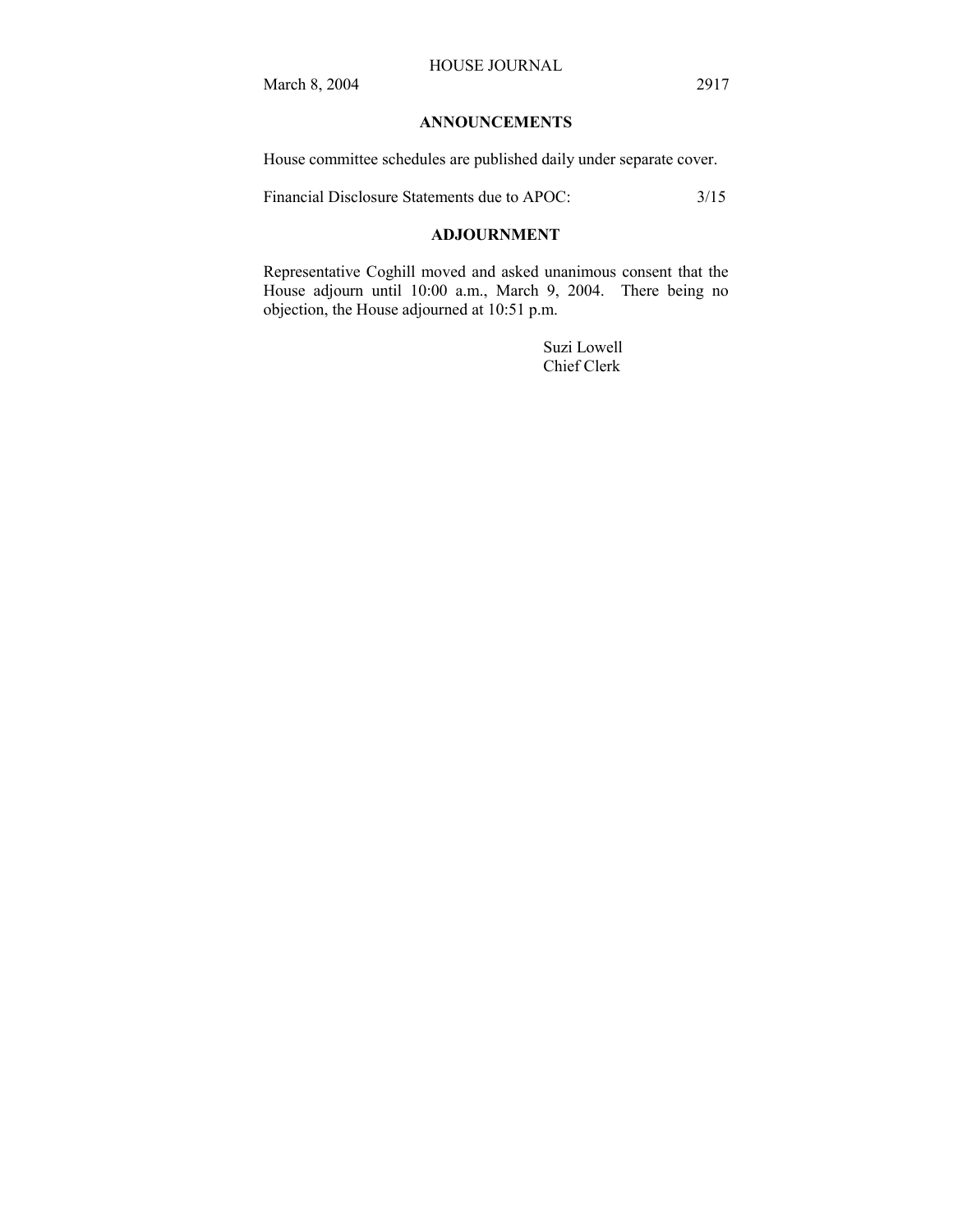## ANNOUNCEMENTS

House committee schedules are published daily under separate cover.

Financial Disclosure Statements due to APOC: 3/15

## ADJOURNMENT

Representative Coghill moved and asked unanimous consent that the House adjourn until 10:00 a.m., March 9, 2004. There being no objection, the House adjourned at 10:51 p.m.

Suzi Lowell
Chief Clerk